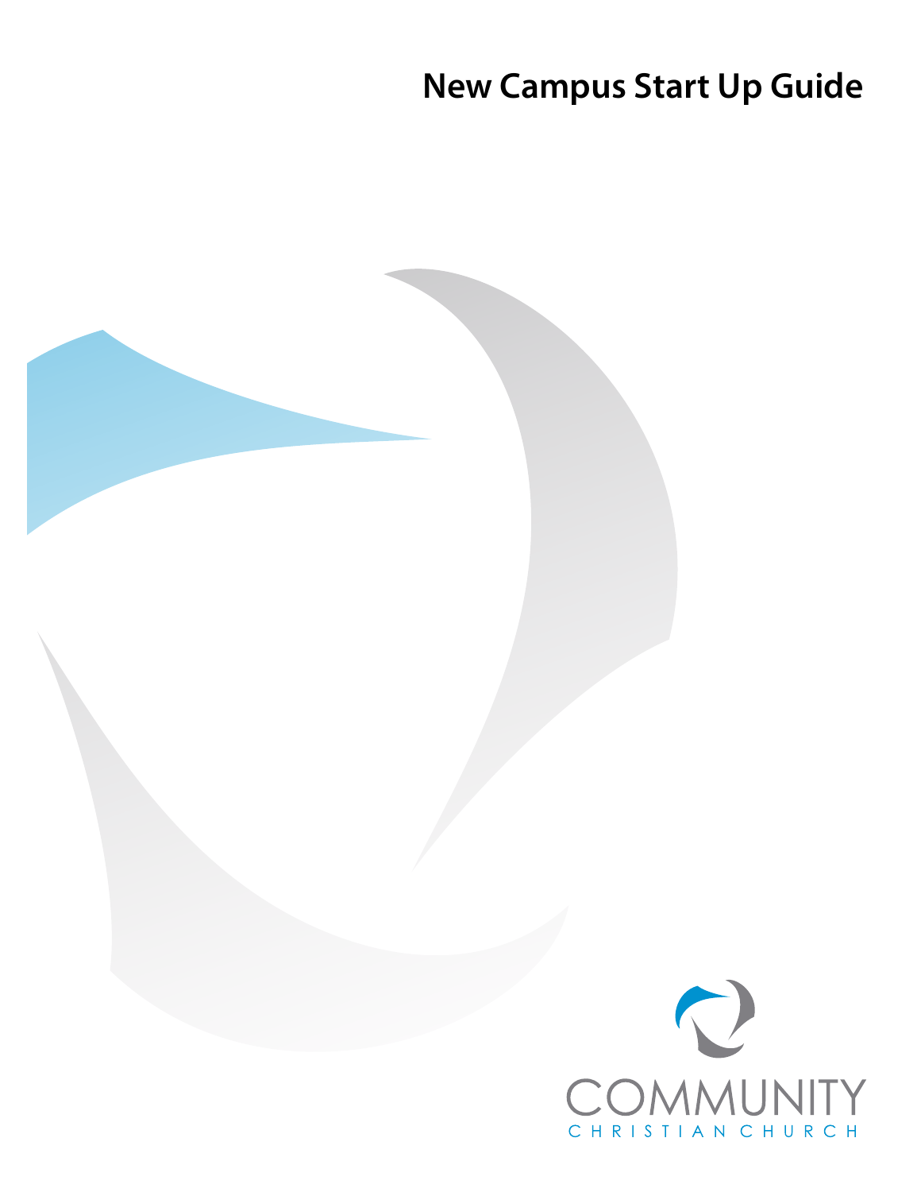# New Campus Start Up Guide

COMMUNITY

CHRISTIAN CHURCH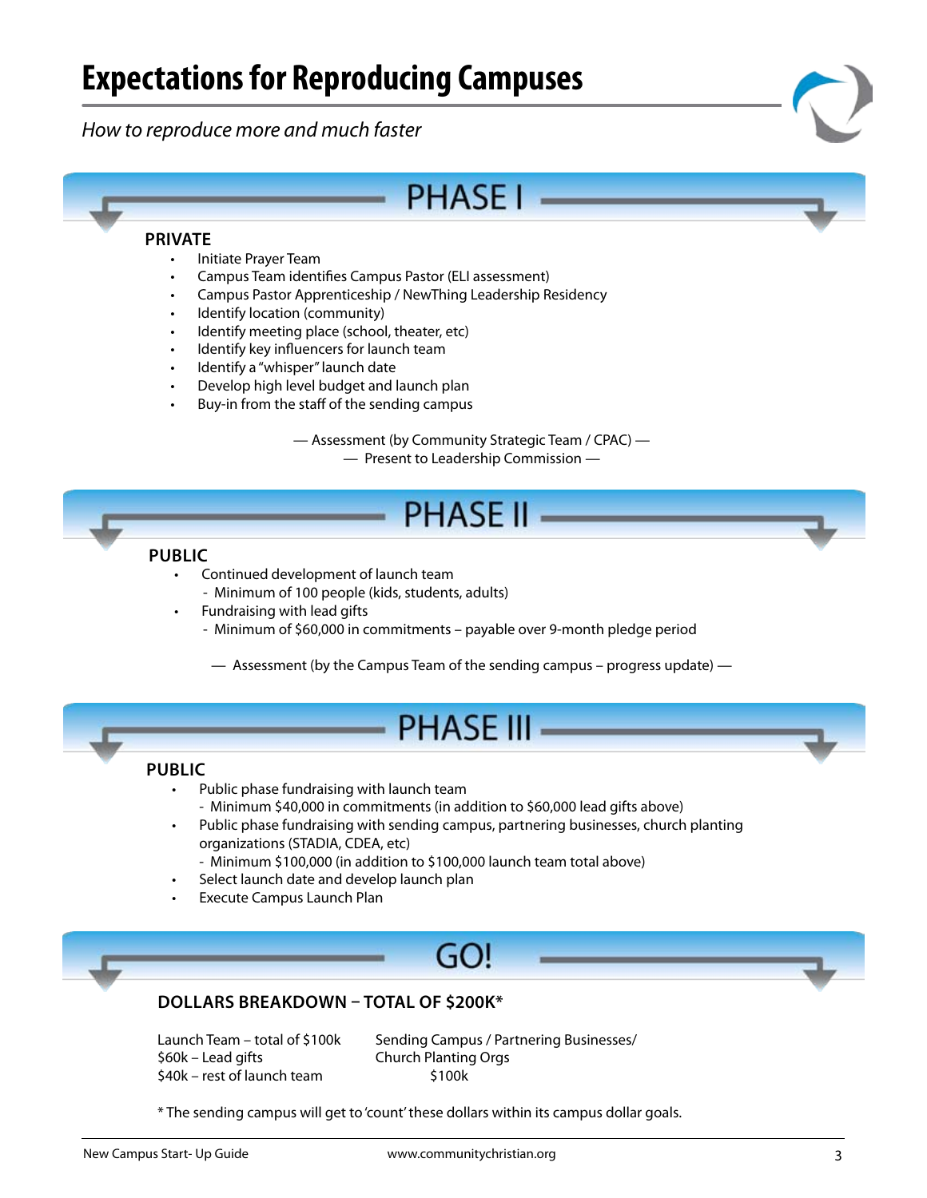# Expectations for Reproducing Campuses

*How to reproduce more and much faster*

## PHASE I

**PRIVATE**

- Initiate Prayer Team
- Campus Team identifies Campus Pastor (ELI assessment)
- Campus Pastor Apprenticeship / NewThing Leadership Residency
- Identify location (community)
- Identify meeting place (school, theater, etc)
- Identify key influencers for launch team
- Identify a "whisper" launch date
- Develop high level budget and launch plan
- Buy-in from the staff of the sending campus

— Assessment (by Community Strategic Team / CPAC) —
— Present to Leadership Commission —

## PHASE II

**PUBLIC**

- Continued development of launch team
  - Minimum of 100 people (kids, students, adults)
- Fundraising with lead gifts
  - Minimum of $60,000 in commitments – payable over 9-month pledge period

— Assessment (by the Campus Team of the sending campus – progress update) —

## PHASE III

**PUBLIC**

- Public phase fundraising with launch team
  - Minimum $40,000 in commitments (in addition to $60,000 lead gifts above)
- Public phase fundraising with sending campus, partnering businesses, church planting organizations (STADIA, CDEA, etc)
  - Minimum $100,000 (in addition to $100,000 launch team total above)
- Select launch date and develop launch plan
- Execute Campus Launch Plan

## GO!

**DOLLARS BREAKDOWN – TOTAL OF $200K***

| Launch Team – total of $100k | Sending Campus / Partnering Businesses/ Church Planting Orgs |
|---|---|
| $60k – Lead gifts | $100k |
| $40k – rest of launch team | |

* The sending campus will get to 'count' these dollars within its campus dollar goals.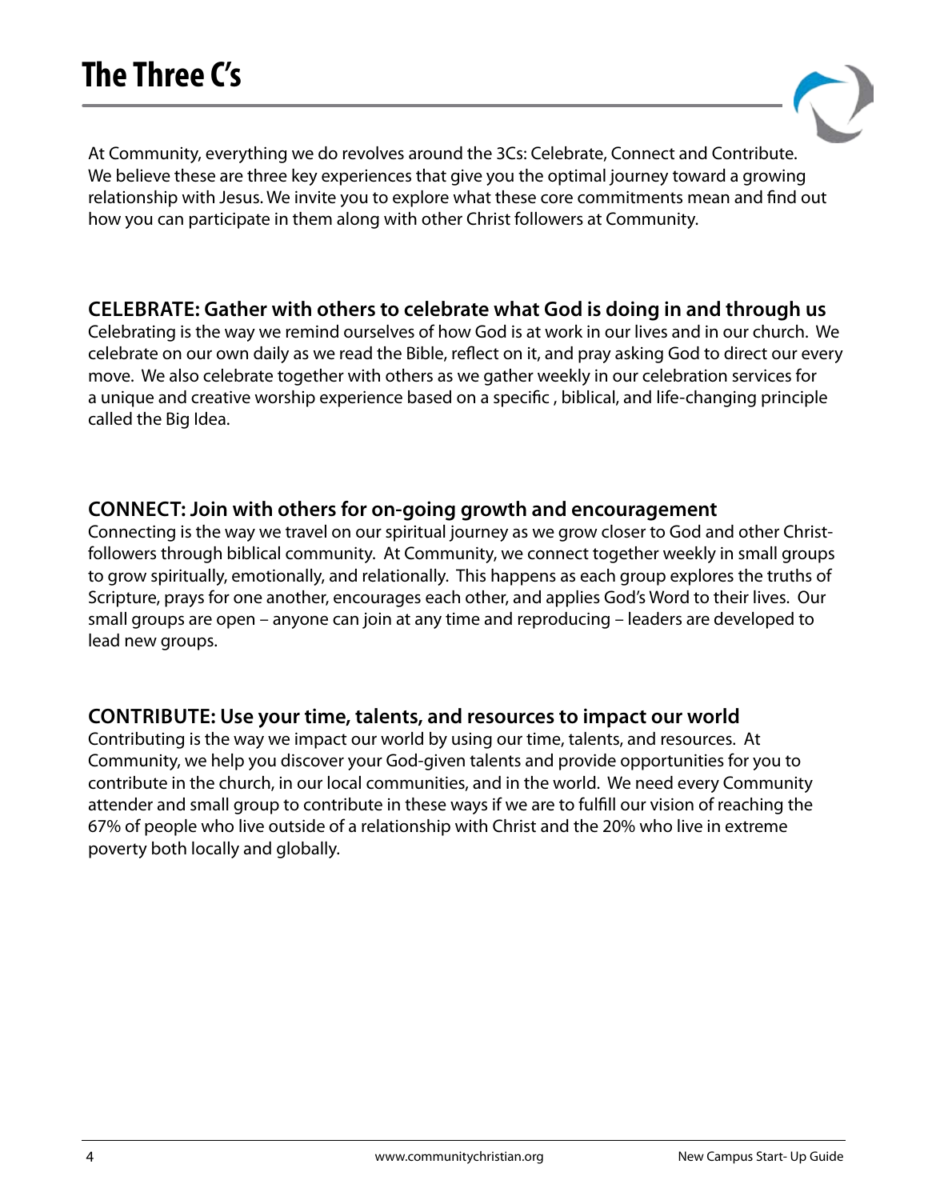# The Three C's

At Community, everything we do revolves around the 3Cs: Celebrate, Connect and Contribute. We believe these are three key experiences that give you the optimal journey toward a growing relationship with Jesus. We invite you to explore what these core commitments mean and find out how you can participate in them along with other Christ followers at Community.

## CELEBRATE: Gather with others to celebrate what God is doing in and through us

Celebrating is the way we remind ourselves of how God is at work in our lives and in our church. We celebrate on our own daily as we read the Bible, reflect on it, and pray asking God to direct our every move. We also celebrate together with others as we gather weekly in our celebration services for a unique and creative worship experience based on a specific , biblical, and life-changing principle called the Big Idea.

## CONNECT: Join with others for on-going growth and encouragement

Connecting is the way we travel on our spiritual journey as we grow closer to God and other Christ-followers through biblical community. At Community, we connect together weekly in small groups to grow spiritually, emotionally, and relationally. This happens as each group explores the truths of Scripture, prays for one another, encourages each other, and applies God's Word to their lives. Our small groups are open – anyone can join at any time and reproducing – leaders are developed to lead new groups.

## CONTRIBUTE: Use your time, talents, and resources to impact our world

Contributing is the way we impact our world by using our time, talents, and resources. At Community, we help you discover your God-given talents and provide opportunities for you to contribute in the church, in our local communities, and in the world. We need every Community attender and small group to contribute in these ways if we are to fulfill our vision of reaching the 67% of people who live outside of a relationship with Christ and the 20% who live in extreme poverty both locally and globally.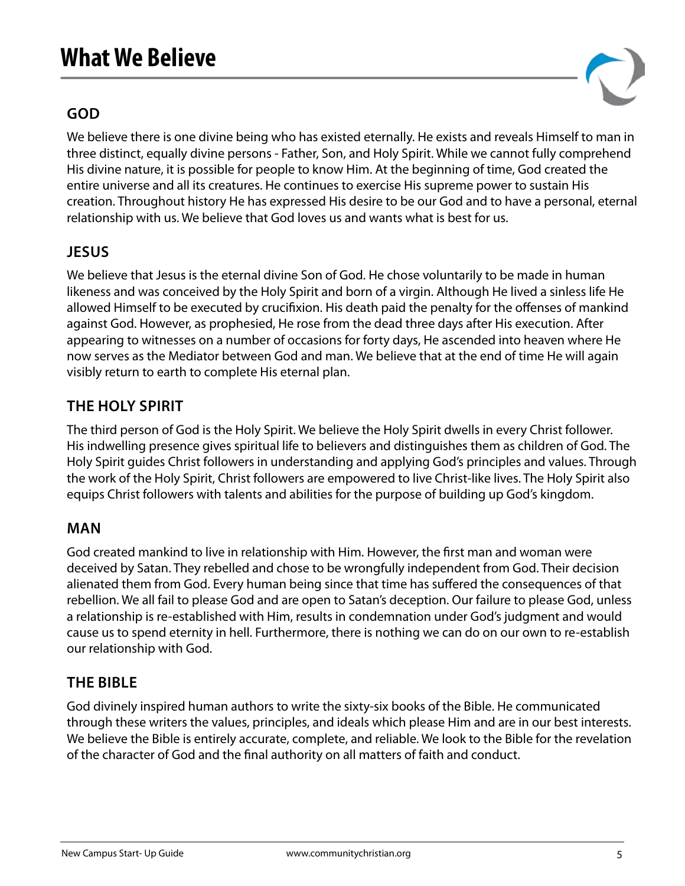# What We Believe

## GOD

We believe there is one divine being who has existed eternally. He exists and reveals Himself to man in three distinct, equally divine persons - Father, Son, and Holy Spirit. While we cannot fully comprehend His divine nature, it is possible for people to know Him. At the beginning of time, God created the entire universe and all its creatures. He continues to exercise His supreme power to sustain His creation. Throughout history He has expressed His desire to be our God and to have a personal, eternal relationship with us. We believe that God loves us and wants what is best for us.

## JESUS

We believe that Jesus is the eternal divine Son of God. He chose voluntarily to be made in human likeness and was conceived by the Holy Spirit and born of a virgin. Although He lived a sinless life He allowed Himself to be executed by crucifixion. His death paid the penalty for the offenses of mankind against God. However, as prophesied, He rose from the dead three days after His execution. After appearing to witnesses on a number of occasions for forty days, He ascended into heaven where He now serves as the Mediator between God and man. We believe that at the end of time He will again visibly return to earth to complete His eternal plan.

## THE HOLY SPIRIT

The third person of God is the Holy Spirit. We believe the Holy Spirit dwells in every Christ follower. His indwelling presence gives spiritual life to believers and distinguishes them as children of God. The Holy Spirit guides Christ followers in understanding and applying God's principles and values. Through the work of the Holy Spirit, Christ followers are empowered to live Christ-like lives. The Holy Spirit also equips Christ followers with talents and abilities for the purpose of building up God's kingdom.

## MAN

God created mankind to live in relationship with Him. However, the first man and woman were deceived by Satan. They rebelled and chose to be wrongfully independent from God. Their decision alienated them from God. Every human being since that time has suffered the consequences of that rebellion. We all fail to please God and are open to Satan's deception. Our failure to please God, unless a relationship is re-established with Him, results in condemnation under God's judgment and would cause us to spend eternity in hell. Furthermore, there is nothing we can do on our own to re-establish our relationship with God.

## THE BIBLE

God divinely inspired human authors to write the sixty-six books of the Bible. He communicated through these writers the values, principles, and ideals which please Him and are in our best interests. We believe the Bible is entirely accurate, complete, and reliable. We look to the Bible for the revelation of the character of God and the final authority on all matters of faith and conduct.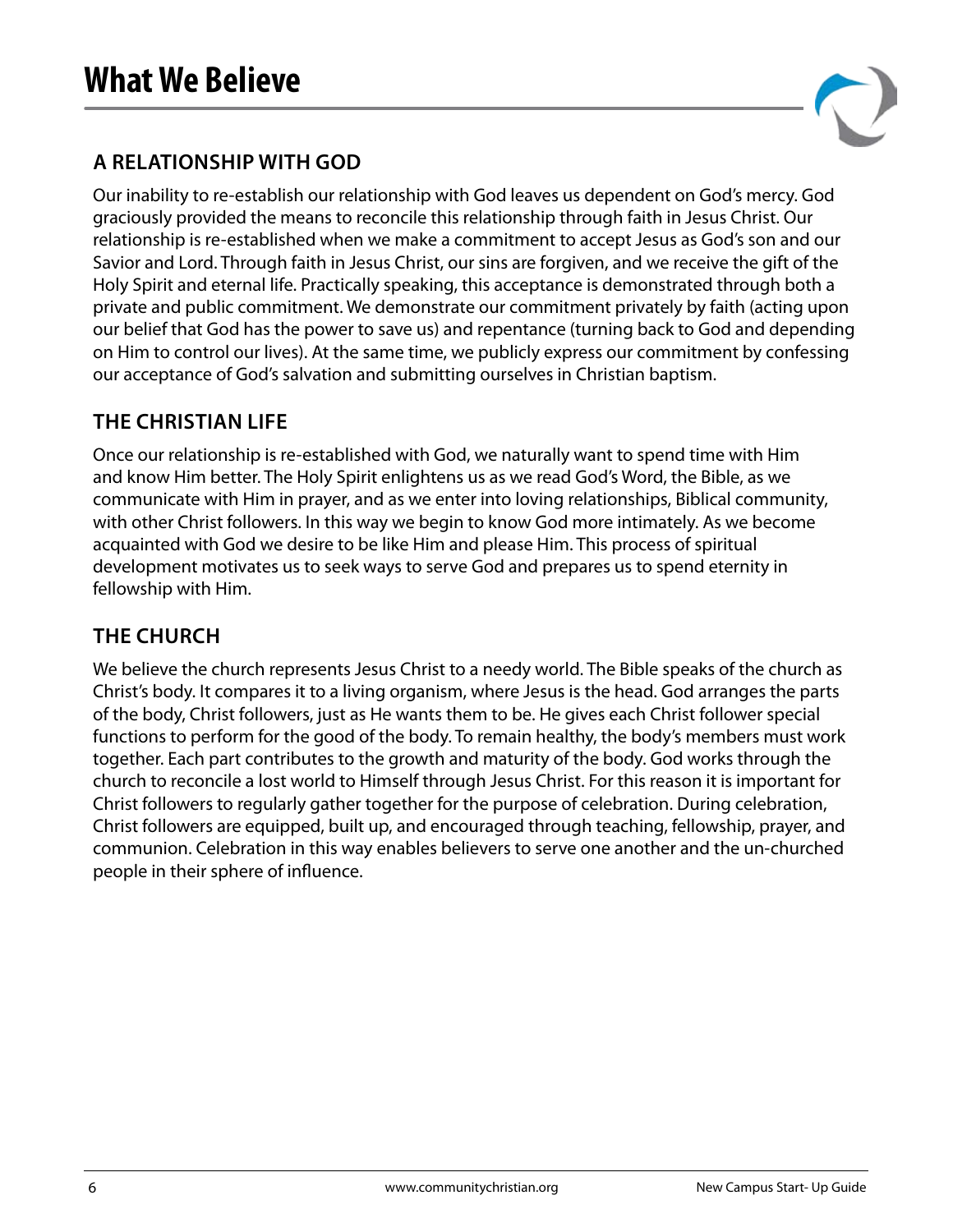# What We Believe

## A RELATIONSHIP WITH GOD

Our inability to re-establish our relationship with God leaves us dependent on God's mercy. God graciously provided the means to reconcile this relationship through faith in Jesus Christ. Our relationship is re-established when we make a commitment to accept Jesus as God's son and our Savior and Lord. Through faith in Jesus Christ, our sins are forgiven, and we receive the gift of the Holy Spirit and eternal life. Practically speaking, this acceptance is demonstrated through both a private and public commitment. We demonstrate our commitment privately by faith (acting upon our belief that God has the power to save us) and repentance (turning back to God and depending on Him to control our lives). At the same time, we publicly express our commitment by confessing our acceptance of God's salvation and submitting ourselves in Christian baptism.

## THE CHRISTIAN LIFE

Once our relationship is re-established with God, we naturally want to spend time with Him and know Him better. The Holy Spirit enlightens us as we read God's Word, the Bible, as we communicate with Him in prayer, and as we enter into loving relationships, Biblical community, with other Christ followers. In this way we begin to know God more intimately. As we become acquainted with God we desire to be like Him and please Him. This process of spiritual development motivates us to seek ways to serve God and prepares us to spend eternity in fellowship with Him.

## THE CHURCH

We believe the church represents Jesus Christ to a needy world. The Bible speaks of the church as Christ's body. It compares it to a living organism, where Jesus is the head. God arranges the parts of the body, Christ followers, just as He wants them to be. He gives each Christ follower special functions to perform for the good of the body. To remain healthy, the body's members must work together. Each part contributes to the growth and maturity of the body. God works through the church to reconcile a lost world to Himself through Jesus Christ. For this reason it is important for Christ followers to regularly gather together for the purpose of celebration. During celebration, Christ followers are equipped, built up, and encouraged through teaching, fellowship, prayer, and communion. Celebration in this way enables believers to serve one another and the un-churched people in their sphere of influence.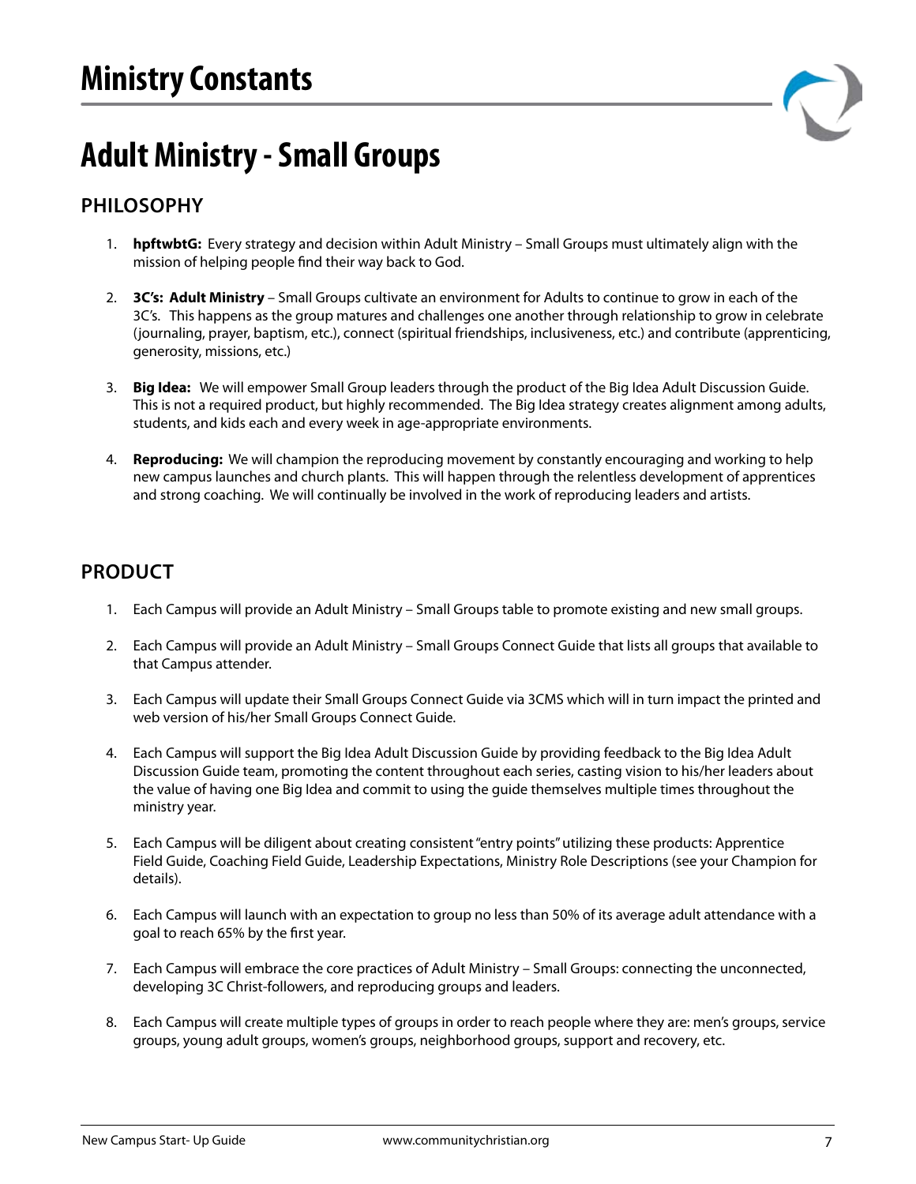# Ministry Constants

# Adult Ministry - Small Groups

## PHILOSOPHY

1. **hpftwbtG:** Every strategy and decision within Adult Ministry – Small Groups must ultimately align with the mission of helping people find their way back to God.

2. **3C's: Adult Ministry** – Small Groups cultivate an environment for Adults to continue to grow in each of the 3C's. This happens as the group matures and challenges one another through relationship to grow in celebrate (journaling, prayer, baptism, etc.), connect (spiritual friendships, inclusiveness, etc.) and contribute (apprenticing, generosity, missions, etc.)

3. **Big Idea:** We will empower Small Group leaders through the product of the Big Idea Adult Discussion Guide. This is not a required product, but highly recommended. The Big Idea strategy creates alignment among adults, students, and kids each and every week in age-appropriate environments.

4. **Reproducing:** We will champion the reproducing movement by constantly encouraging and working to help new campus launches and church plants. This will happen through the relentless development of apprentices and strong coaching. We will continually be involved in the work of reproducing leaders and artists.

## PRODUCT

1. Each Campus will provide an Adult Ministry – Small Groups table to promote existing and new small groups.

2. Each Campus will provide an Adult Ministry – Small Groups Connect Guide that lists all groups that available to that Campus attender.

3. Each Campus will update their Small Groups Connect Guide via 3CMS which will in turn impact the printed and web version of his/her Small Groups Connect Guide.

4. Each Campus will support the Big Idea Adult Discussion Guide by providing feedback to the Big Idea Adult Discussion Guide team, promoting the content throughout each series, casting vision to his/her leaders about the value of having one Big Idea and commit to using the guide themselves multiple times throughout the ministry year.

5. Each Campus will be diligent about creating consistent "entry points" utilizing these products: Apprentice Field Guide, Coaching Field Guide, Leadership Expectations, Ministry Role Descriptions (see your Champion for details).

6. Each Campus will launch with an expectation to group no less than 50% of its average adult attendance with a goal to reach 65% by the first year.

7. Each Campus will embrace the core practices of Adult Ministry – Small Groups: connecting the unconnected, developing 3C Christ-followers, and reproducing groups and leaders.

8. Each Campus will create multiple types of groups in order to reach people where they are: men's groups, service groups, young adult groups, women's groups, neighborhood groups, support and recovery, etc.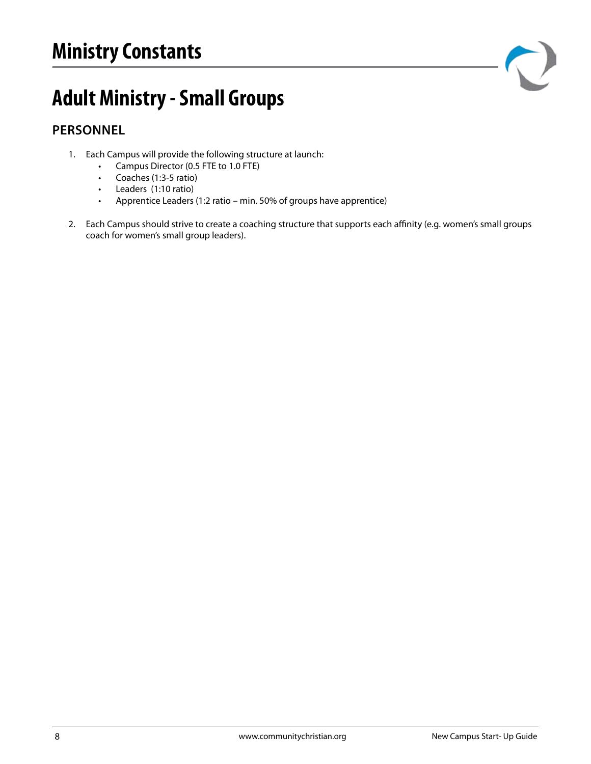# Ministry Constants

## Adult Ministry - Small Groups

### PERSONNEL

1. Each Campus will provide the following structure at launch:
   - Campus Director (0.5 FTE to 1.0 FTE)
   - Coaches (1:3-5 ratio)
   - Leaders (1:10 ratio)
   - Apprentice Leaders (1:2 ratio – min. 50% of groups have apprentice)
2. Each Campus should strive to create a coaching structure that supports each affinity (e.g. women's small groups coach for women's small group leaders).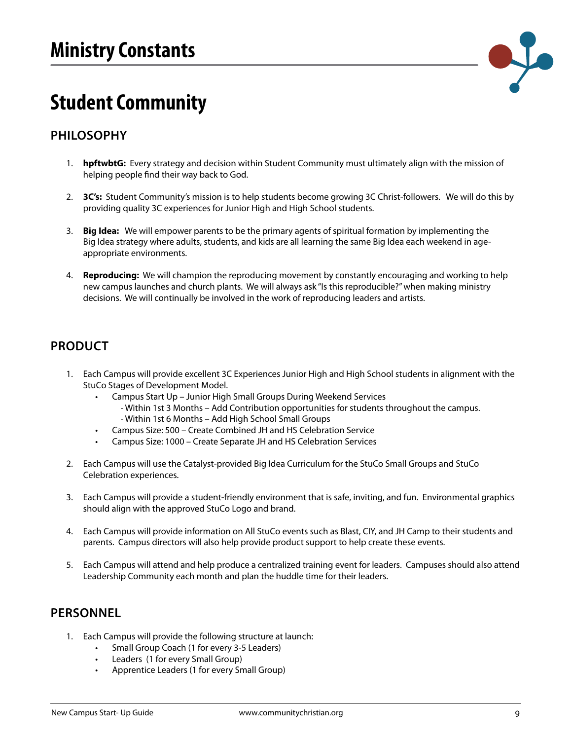# Ministry Constants

# Student Community

## PHILOSOPHY

1. **hpftwbtG:** Every strategy and decision within Student Community must ultimately align with the mission of helping people find their way back to God.

2. **3C's:** Student Community's mission is to help students become growing 3C Christ-followers. We will do this by providing quality 3C experiences for Junior High and High School students.

3. **Big Idea:** We will empower parents to be the primary agents of spiritual formation by implementing the Big Idea strategy where adults, students, and kids are all learning the same Big Idea each weekend in age-appropriate environments.

4. **Reproducing:** We will champion the reproducing movement by constantly encouraging and working to help new campus launches and church plants. We will always ask "Is this reproducible?" when making ministry decisions. We will continually be involved in the work of reproducing leaders and artists.

## PRODUCT

1. Each Campus will provide excellent 3C Experiences Junior High and High School students in alignment with the StuCo Stages of Development Model.
   - Campus Start Up – Junior High Small Groups During Weekend Services
     - Within 1st 3 Months – Add Contribution opportunities for students throughout the campus.
     - Within 1st 6 Months – Add High School Small Groups
   - Campus Size: 500 – Create Combined JH and HS Celebration Service
   - Campus Size: 1000 – Create Separate JH and HS Celebration Services

2. Each Campus will use the Catalyst-provided Big Idea Curriculum for the StuCo Small Groups and StuCo Celebration experiences.

3. Each Campus will provide a student-friendly environment that is safe, inviting, and fun. Environmental graphics should align with the approved StuCo Logo and brand.

4. Each Campus will provide information on All StuCo events such as Blast, CIY, and JH Camp to their students and parents. Campus directors will also help provide product support to help create these events.

5. Each Campus will attend and help produce a centralized training event for leaders. Campuses should also attend Leadership Community each month and plan the huddle time for their leaders.

## PERSONNEL

1. Each Campus will provide the following structure at launch:
   - Small Group Coach (1 for every 3-5 Leaders)
   - Leaders (1 for every Small Group)
   - Apprentice Leaders (1 for every Small Group)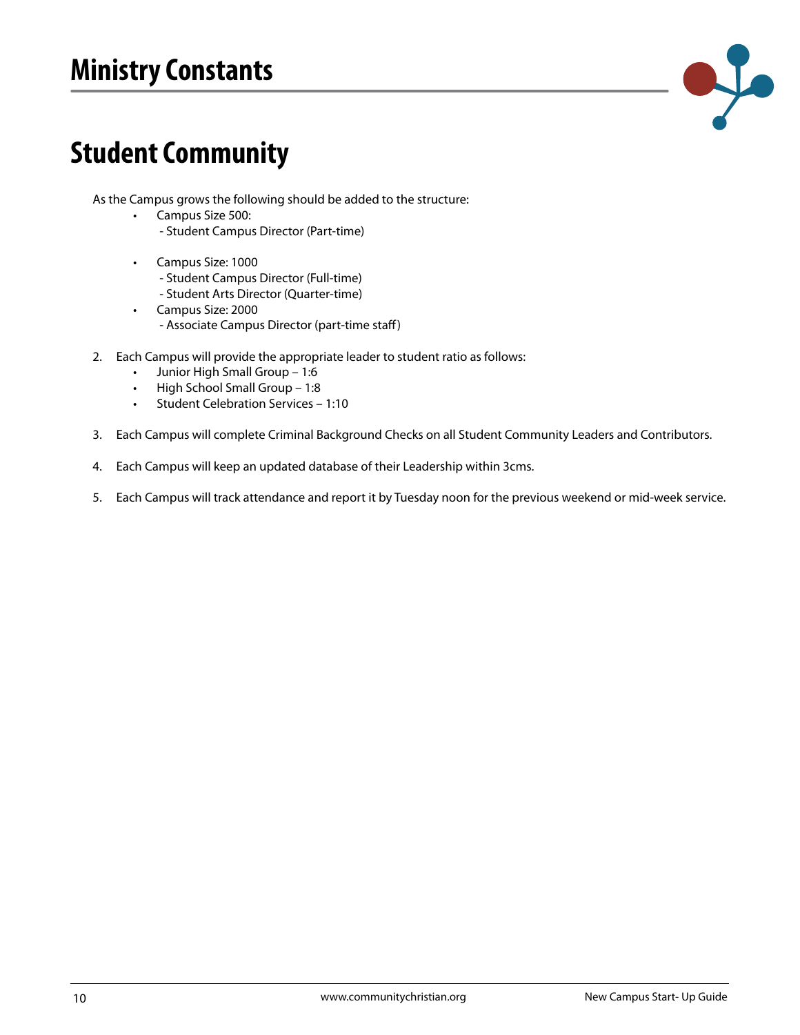# Ministry Constants

## Student Community

As the Campus grows the following should be added to the structure:

- Campus Size 500:
  - Student Campus Director (Part-time)

- Campus Size: 1000
  - Student Campus Director (Full-time)
  - Student Arts Director (Quarter-time)
- Campus Size: 2000
  - Associate Campus Director (part-time staff)

2. Each Campus will provide the appropriate leader to student ratio as follows:
   - Junior High Small Group – 1:6
   - High School Small Group – 1:8
   - Student Celebration Services – 1:10

3. Each Campus will complete Criminal Background Checks on all Student Community Leaders and Contributors.

4. Each Campus will keep an updated database of their Leadership within 3cms.

5. Each Campus will track attendance and report it by Tuesday noon for the previous weekend or mid-week service.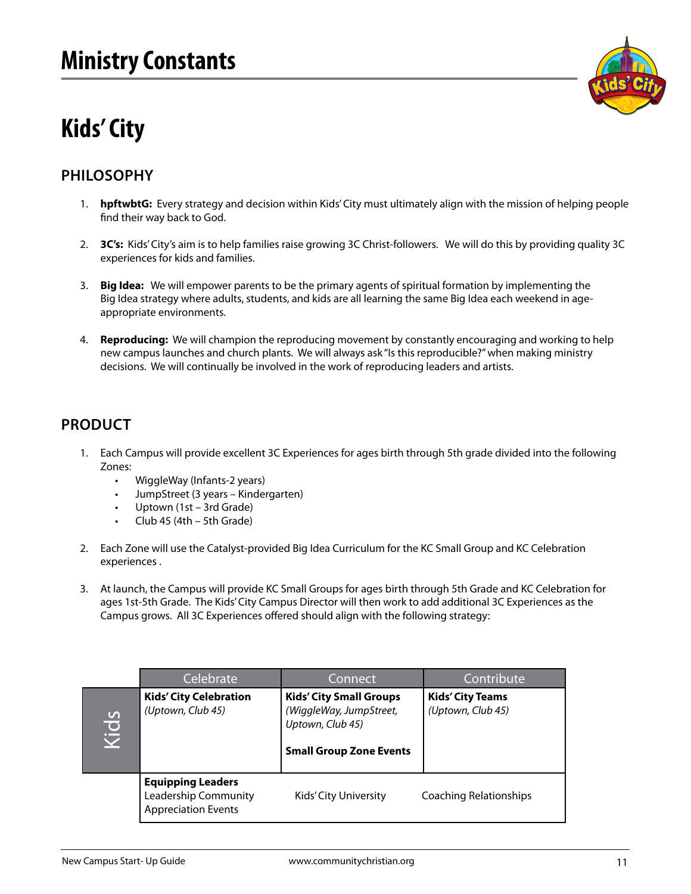# Ministry Constants

# Kids' City

## PHILOSOPHY

1. **hpftwbtG:** Every strategy and decision within Kids' City must ultimately align with the mission of helping people find their way back to God.

2. **3C's:** Kids' City's aim is to help families raise growing 3C Christ-followers. We will do this by providing quality 3C experiences for kids and families.

3. **Big Idea:** We will empower parents to be the primary agents of spiritual formation by implementing the Big Idea strategy where adults, students, and kids are all learning the same Big Idea each weekend in age-appropriate environments.

4. **Reproducing:** We will champion the reproducing movement by constantly encouraging and working to help new campus launches and church plants. We will always ask "Is this reproducible?" when making ministry decisions. We will continually be involved in the work of reproducing leaders and artists.

## PRODUCT

1. Each Campus will provide excellent 3C Experiences for ages birth through 5th grade divided into the following Zones:
   - WiggleWay (Infants-2 years)
   - JumpStreet (3 years – Kindergarten)
   - Uptown (1st – 3rd Grade)
   - Club 45 (4th – 5th Grade)

2. Each Zone will use the Catalyst-provided Big Idea Curriculum for the KC Small Group and KC Celebration experiences .

3. At launch, the Campus will provide KC Small Groups for ages birth through 5th Grade and KC Celebration for ages 1st-5th Grade. The Kids' City Campus Director will then work to add additional 3C Experiences as the Campus grows. All 3C Experiences offered should align with the following strategy:

| | Celebrate | Connect | Contribute |
|---|---|---|---|
| Kids | **Kids' City Celebration** *(Uptown, Club 45)* | **Kids' City Small Groups** *(WiggleWay, JumpStreet, Uptown, Club 45)* **Small Group Zone Events** | **Kids' City Teams** *(Uptown, Club 45)* |
| | **Equipping Leaders** Leadership Community Appreciation Events | Kids' City University | Coaching Relationships |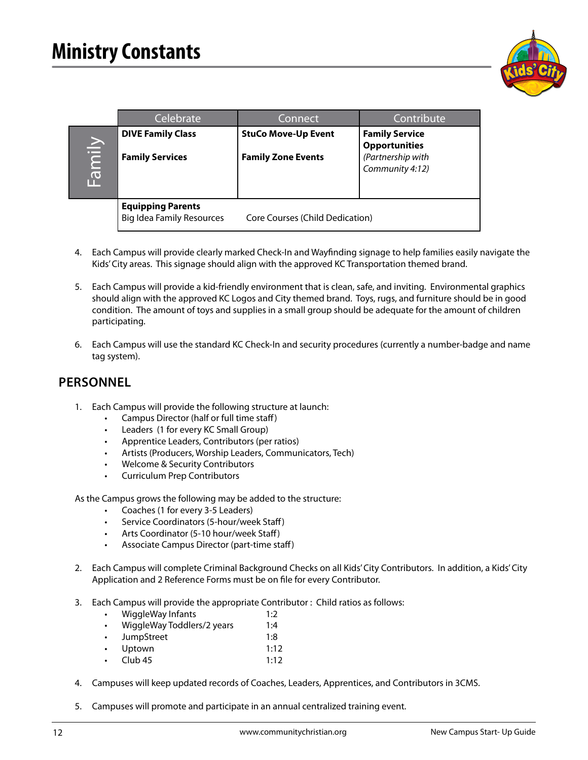# Ministry Constants

| | Celebrate | Connect | Contribute |
|---|---|---|---|
| Family | **DIVE Family Class**<br><br>**Family Services** | **StuCo Move-Up Event**<br><br>**Family Zone Events** | **Family Service Opportunities**<br>*(Partnership with Community 4:12)* |
| | **Equipping Parents**<br>Big Idea Family Resources | Core Courses (Child Dedication) | |

4. Each Campus will provide clearly marked Check-In and Wayfinding signage to help families easily navigate the Kids' City areas. This signage should align with the approved KC Transportation themed brand.

5. Each Campus will provide a kid-friendly environment that is clean, safe, and inviting. Environmental graphics should align with the approved KC Logos and City themed brand. Toys, rugs, and furniture should be in good condition. The amount of toys and supplies in a small group should be adequate for the amount of children participating.

6. Each Campus will use the standard KC Check-In and security procedures (currently a number-badge and name tag system).

## PERSONNEL

1. Each Campus will provide the following structure at launch:
   - Campus Director (half or full time staff)
   - Leaders (1 for every KC Small Group)
   - Apprentice Leaders, Contributors (per ratios)
   - Artists (Producers, Worship Leaders, Communicators, Tech)
   - Welcome & Security Contributors
   - Curriculum Prep Contributors

   As the Campus grows the following may be added to the structure:
   - Coaches (1 for every 3-5 Leaders)
   - Service Coordinators (5-hour/week Staff)
   - Arts Coordinator (5-10 hour/week Staff)
   - Associate Campus Director (part-time staff)

2. Each Campus will complete Criminal Background Checks on all Kids' City Contributors. In addition, a Kids' City Application and 2 Reference Forms must be on file for every Contributor.

3. Each Campus will provide the appropriate Contributor : Child ratios as follows:
   - WiggleWay Infants 1:2
   - WiggleWay Toddlers/2 years 1:4
   - JumpStreet 1:8
   - Uptown 1:12
   - Club 45 1:12

4. Campuses will keep updated records of Coaches, Leaders, Apprentices, and Contributors in 3CMS.

5. Campuses will promote and participate in an annual centralized training event.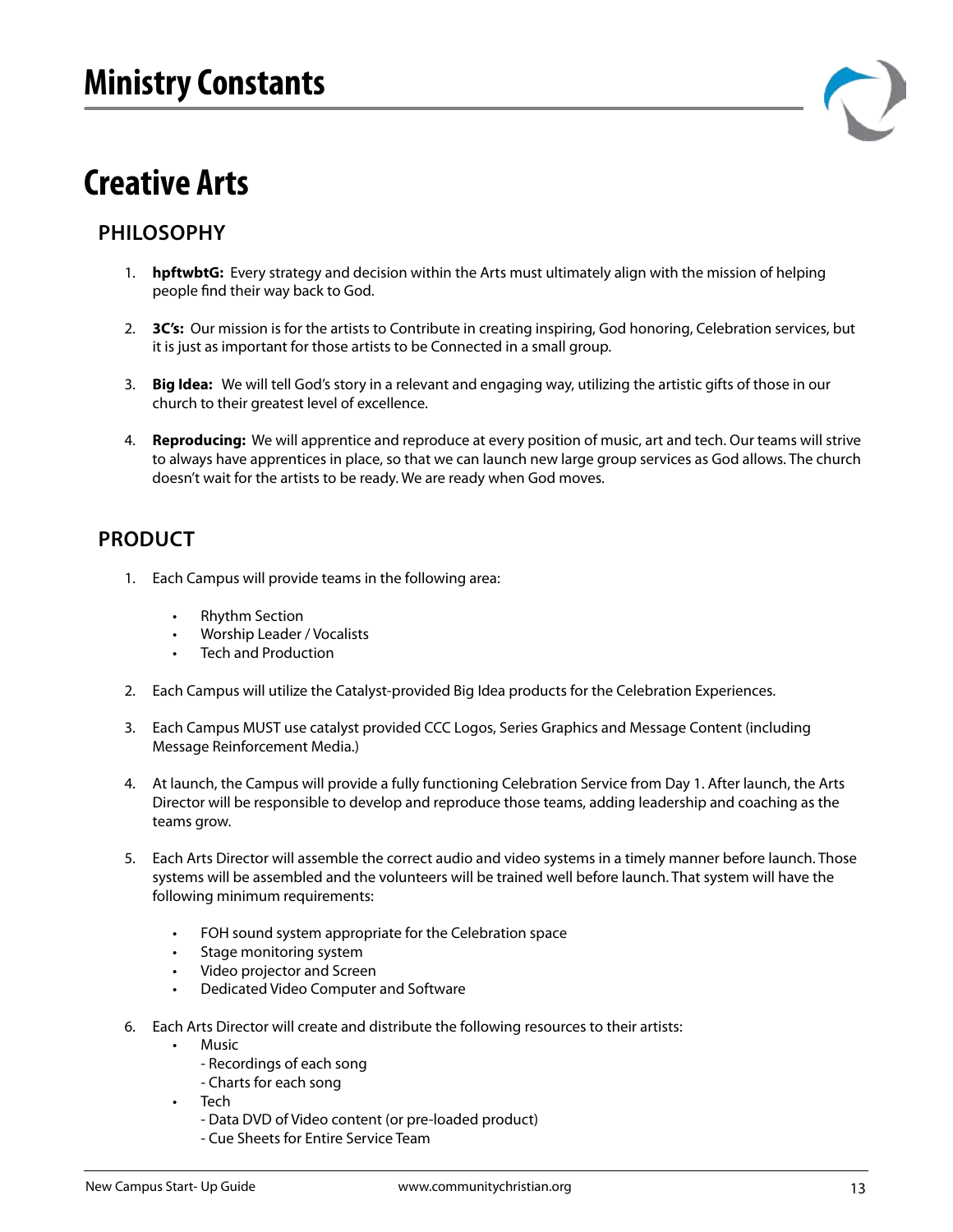# Ministry Constants

## Creative Arts

### PHILOSOPHY

1. **hpftwbtG:** Every strategy and decision within the Arts must ultimately align with the mission of helping people find their way back to God.

2. **3C's:** Our mission is for the artists to Contribute in creating inspiring, God honoring, Celebration services, but it is just as important for those artists to be Connected in a small group.

3. **Big Idea:** We will tell God's story in a relevant and engaging way, utilizing the artistic gifts of those in our church to their greatest level of excellence.

4. **Reproducing:** We will apprentice and reproduce at every position of music, art and tech. Our teams will strive to always have apprentices in place, so that we can launch new large group services as God allows. The church doesn't wait for the artists to be ready. We are ready when God moves.

### PRODUCT

1. Each Campus will provide teams in the following area:

    - Rhythm Section
    - Worship Leader / Vocalists
    - Tech and Production

2. Each Campus will utilize the Catalyst-provided Big Idea products for the Celebration Experiences.

3. Each Campus MUST use catalyst provided CCC Logos, Series Graphics and Message Content (including Message Reinforcement Media.)

4. At launch, the Campus will provide a fully functioning Celebration Service from Day 1. After launch, the Arts Director will be responsible to develop and reproduce those teams, adding leadership and coaching as the teams grow.

5. Each Arts Director will assemble the correct audio and video systems in a timely manner before launch. Those systems will be assembled and the volunteers will be trained well before launch. That system will have the following minimum requirements:

    - FOH sound system appropriate for the Celebration space
    - Stage monitoring system
    - Video projector and Screen
    - Dedicated Video Computer and Software

6. Each Arts Director will create and distribute the following resources to their artists:
    - Music
        - Recordings of each song
        - Charts for each song
    - Tech
        - Data DVD of Video content (or pre-loaded product)
        - Cue Sheets for Entire Service Team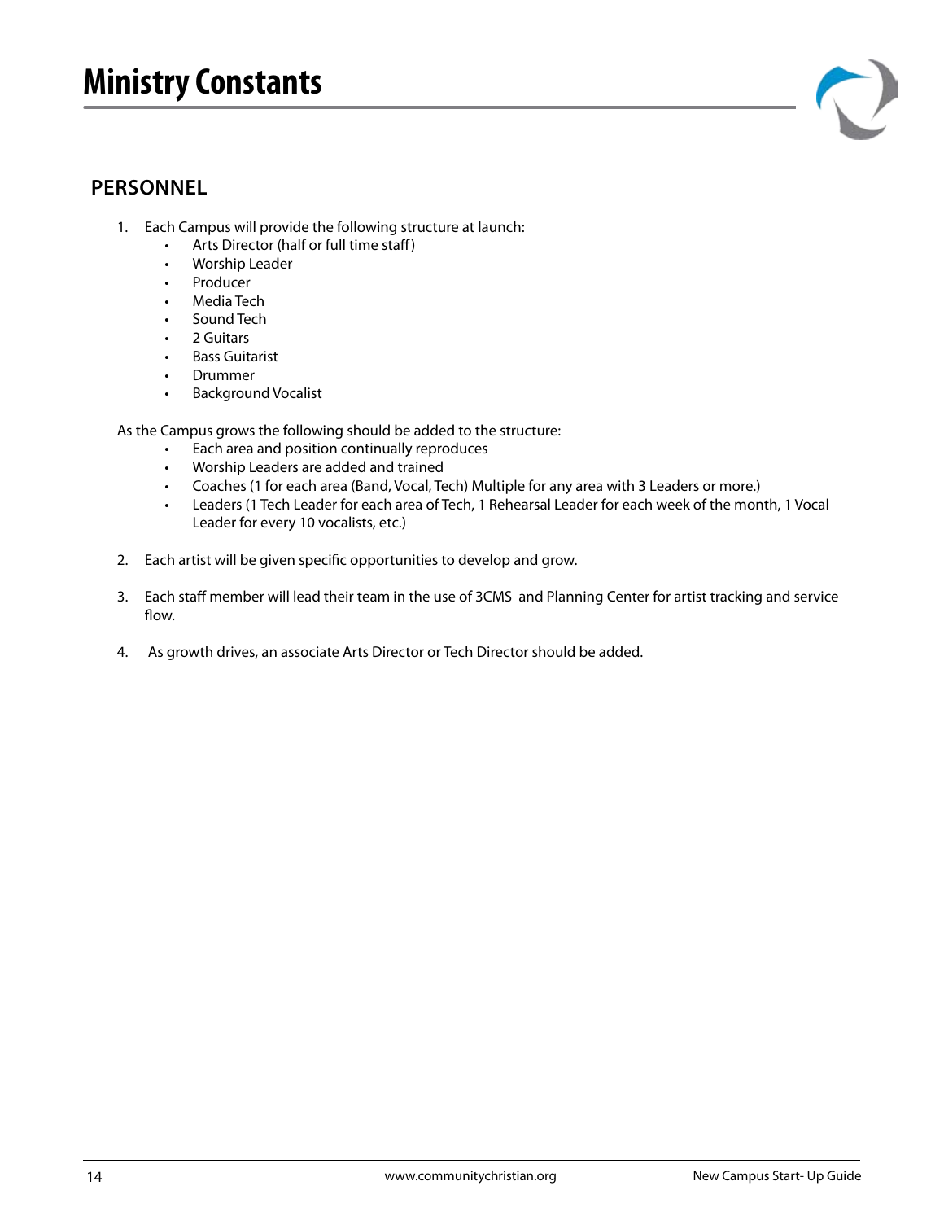# Ministry Constants

## PERSONNEL

1. Each Campus will provide the following structure at launch:
   - Arts Director (half or full time staff)
   - Worship Leader
   - Producer
   - Media Tech
   - Sound Tech
   - 2 Guitars
   - Bass Guitarist
   - Drummer
   - Background Vocalist

   As the Campus grows the following should be added to the structure:
   - Each area and position continually reproduces
   - Worship Leaders are added and trained
   - Coaches (1 for each area (Band, Vocal, Tech) Multiple for any area with 3 Leaders or more.)
   - Leaders (1 Tech Leader for each area of Tech, 1 Rehearsal Leader for each week of the month, 1 Vocal Leader for every 10 vocalists, etc.)

2. Each artist will be given specific opportunities to develop and grow.

3. Each staff member will lead their team in the use of 3CMS and Planning Center for artist tracking and service flow.

4. As growth drives, an associate Arts Director or Tech Director should be added.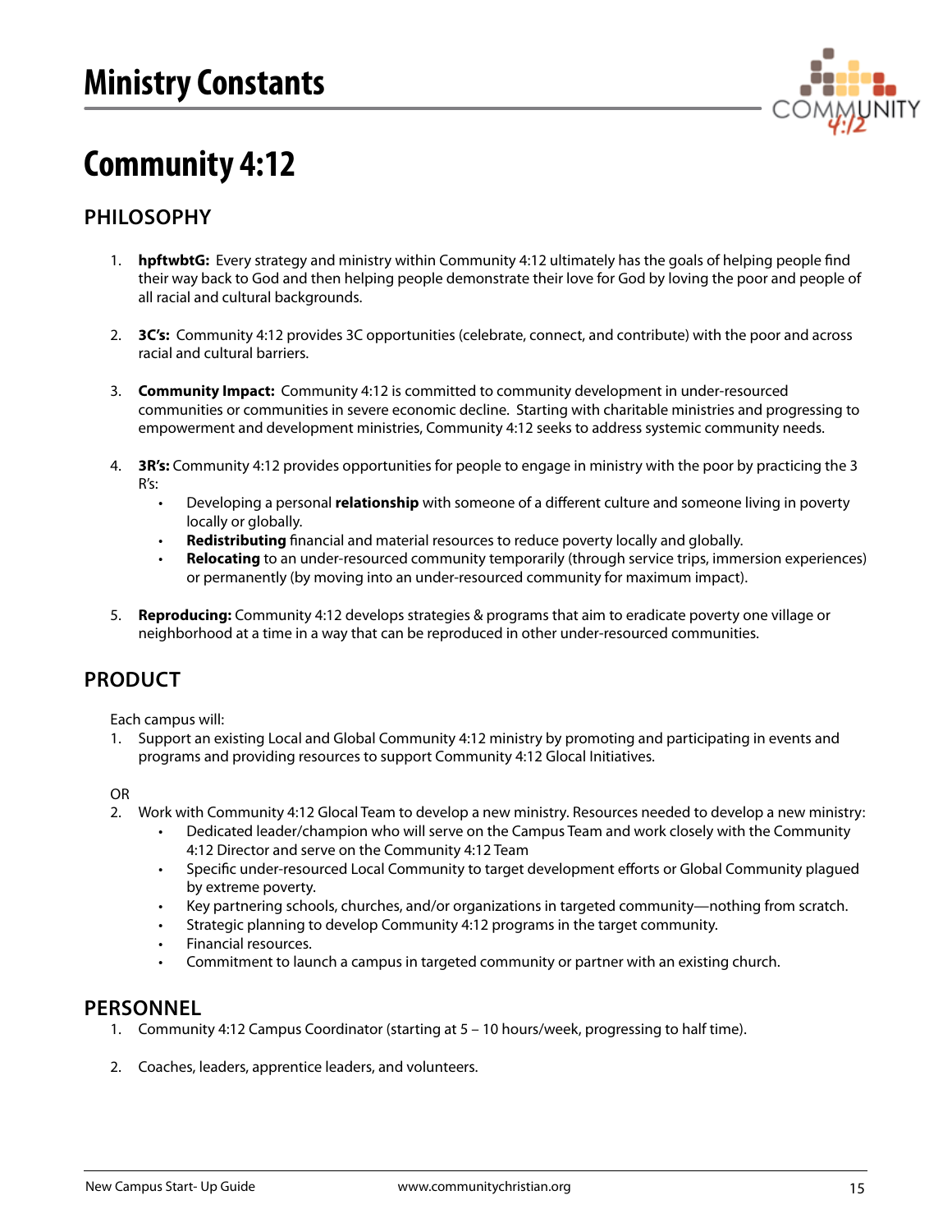# Ministry Constants

# Community 4:12

## PHILOSOPHY

1. **hpftwbtG:** Every strategy and ministry within Community 4:12 ultimately has the goals of helping people find their way back to God and then helping people demonstrate their love for God by loving the poor and people of all racial and cultural backgrounds.

2. **3C's:** Community 4:12 provides 3C opportunities (celebrate, connect, and contribute) with the poor and across racial and cultural barriers.

3. **Community Impact:** Community 4:12 is committed to community development in under-resourced communities or communities in severe economic decline. Starting with charitable ministries and progressing to empowerment and development ministries, Community 4:12 seeks to address systemic community needs.

4. **3R's:** Community 4:12 provides opportunities for people to engage in ministry with the poor by practicing the 3 R's:
   - Developing a personal **relationship** with someone of a different culture and someone living in poverty locally or globally.
   - **Redistributing** financial and material resources to reduce poverty locally and globally.
   - **Relocating** to an under-resourced community temporarily (through service trips, immersion experiences) or permanently (by moving into an under-resourced community for maximum impact).

5. **Reproducing:** Community 4:12 develops strategies & programs that aim to eradicate poverty one village or neighborhood at a time in a way that can be reproduced in other under-resourced communities.

## PRODUCT

Each campus will:

1. Support an existing Local and Global Community 4:12 ministry by promoting and participating in events and programs and providing resources to support Community 4:12 Glocal Initiatives.

OR

2. Work with Community 4:12 Glocal Team to develop a new ministry. Resources needed to develop a new ministry:
   - Dedicated leader/champion who will serve on the Campus Team and work closely with the Community 4:12 Director and serve on the Community 4:12 Team
   - Specific under-resourced Local Community to target development efforts or Global Community plagued by extreme poverty.
   - Key partnering schools, churches, and/or organizations in targeted community—nothing from scratch.
   - Strategic planning to develop Community 4:12 programs in the target community.
   - Financial resources.
   - Commitment to launch a campus in targeted community or partner with an existing church.

## PERSONNEL

1. Community 4:12 Campus Coordinator (starting at 5 – 10 hours/week, progressing to half time).

2. Coaches, leaders, apprentice leaders, and volunteers.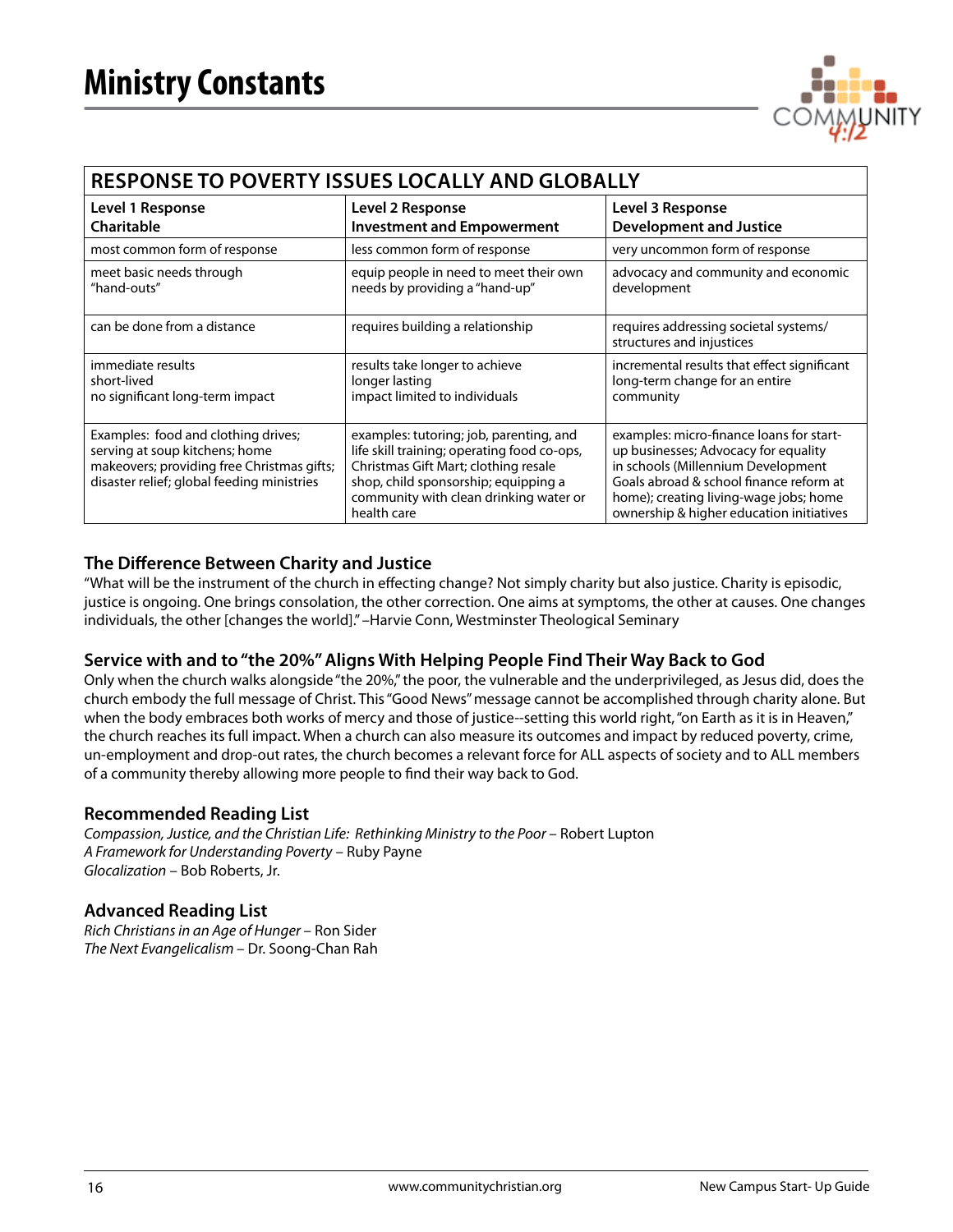# Ministry Constants

| RESPONSE TO POVERTY ISSUES LOCALLY AND GLOBALLY | | |
|---|---|---|
| **Level 1 Response**<br>**Charitable** | **Level 2 Response**<br>**Investment and Empowerment** | **Level 3 Response**<br>**Development and Justice** |
| most common form of response | less common form of response | very uncommon form of response |
| meet basic needs through "hand-outs" | equip people in need to meet their own needs by providing a "hand-up" | advocacy and community and economic development |
| can be done from a distance | requires building a relationship | requires addressing societal systems/ structures and injustices |
| immediate results<br>short-lived<br>no significant long-term impact | results take longer to achieve<br>longer lasting<br>impact limited to individuals | incremental results that effect significant long-term change for an entire community |
| Examples: food and clothing drives; serving at soup kitchens; home makeovers; providing free Christmas gifts; disaster relief; global feeding ministries | examples: tutoring; job, parenting, and life skill training; operating food co-ops, Christmas Gift Mart; clothing resale shop, child sponsorship; equipping a community with clean drinking water or health care | examples: micro-finance loans for start-up businesses; Advocacy for equality in schools (Millennium Development Goals abroad & school finance reform at home); creating living-wage jobs; home ownership & higher education initiatives |

### The Difference Between Charity and Justice

"What will be the instrument of the church in effecting change? Not simply charity but also justice. Charity is episodic, justice is ongoing. One brings consolation, the other correction. One aims at symptoms, the other at causes. One changes individuals, the other [changes the world]." –Harvie Conn, Westminster Theological Seminary

### Service with and to "the 20%" Aligns With Helping People Find Their Way Back to God

Only when the church walks alongside "the 20%," the poor, the vulnerable and the underprivileged, as Jesus did, does the church embody the full message of Christ. This "Good News" message cannot be accomplished through charity alone. But when the body embraces both works of mercy and those of justice--setting this world right, "on Earth as it is in Heaven," the church reaches its full impact. When a church can also measure its outcomes and impact by reduced poverty, crime, un-employment and drop-out rates, the church becomes a relevant force for ALL aspects of society and to ALL members of a community thereby allowing more people to find their way back to God.

### Recommended Reading List

*Compassion, Justice, and the Christian Life: Rethinking Ministry to the Poor* – Robert Lupton
*A Framework for Understanding Poverty* – Ruby Payne
*Glocalization* – Bob Roberts, Jr.

### Advanced Reading List

*Rich Christians in an Age of Hunger* – Ron Sider
*The Next Evangelicalism* – Dr. Soong-Chan Rah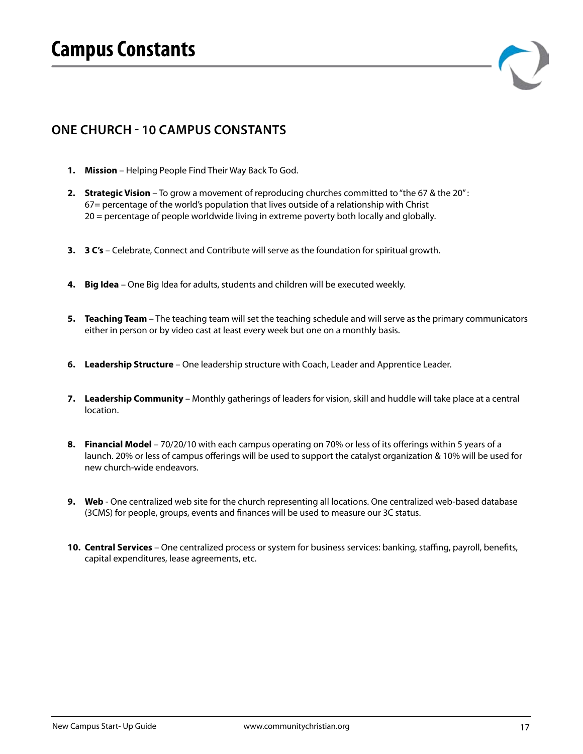# Campus Constants

## ONE CHURCH - 10 CAMPUS CONSTANTS

1. **Mission** – Helping People Find Their Way Back To God.
2. **Strategic Vision** – To grow a movement of reproducing churches committed to "the 67 & the 20":
   67= percentage of the world's population that lives outside of a relationship with Christ
   20 = percentage of people worldwide living in extreme poverty both locally and globally.
3. **3 C's** – Celebrate, Connect and Contribute will serve as the foundation for spiritual growth.
4. **Big Idea** – One Big Idea for adults, students and children will be executed weekly.
5. **Teaching Team** – The teaching team will set the teaching schedule and will serve as the primary communicators either in person or by video cast at least every week but one on a monthly basis.
6. **Leadership Structure** – One leadership structure with Coach, Leader and Apprentice Leader.
7. **Leadership Community** – Monthly gatherings of leaders for vision, skill and huddle will take place at a central location.
8. **Financial Model** – 70/20/10 with each campus operating on 70% or less of its offerings within 5 years of a launch. 20% or less of campus offerings will be used to support the catalyst organization & 10% will be used for new church-wide endeavors.
9. **Web** - One centralized web site for the church representing all locations. One centralized web-based database (3CMS) for people, groups, events and finances will be used to measure our 3C status.
10. **Central Services** – One centralized process or system for business services: banking, staffing, payroll, benefits, capital expenditures, lease agreements, etc.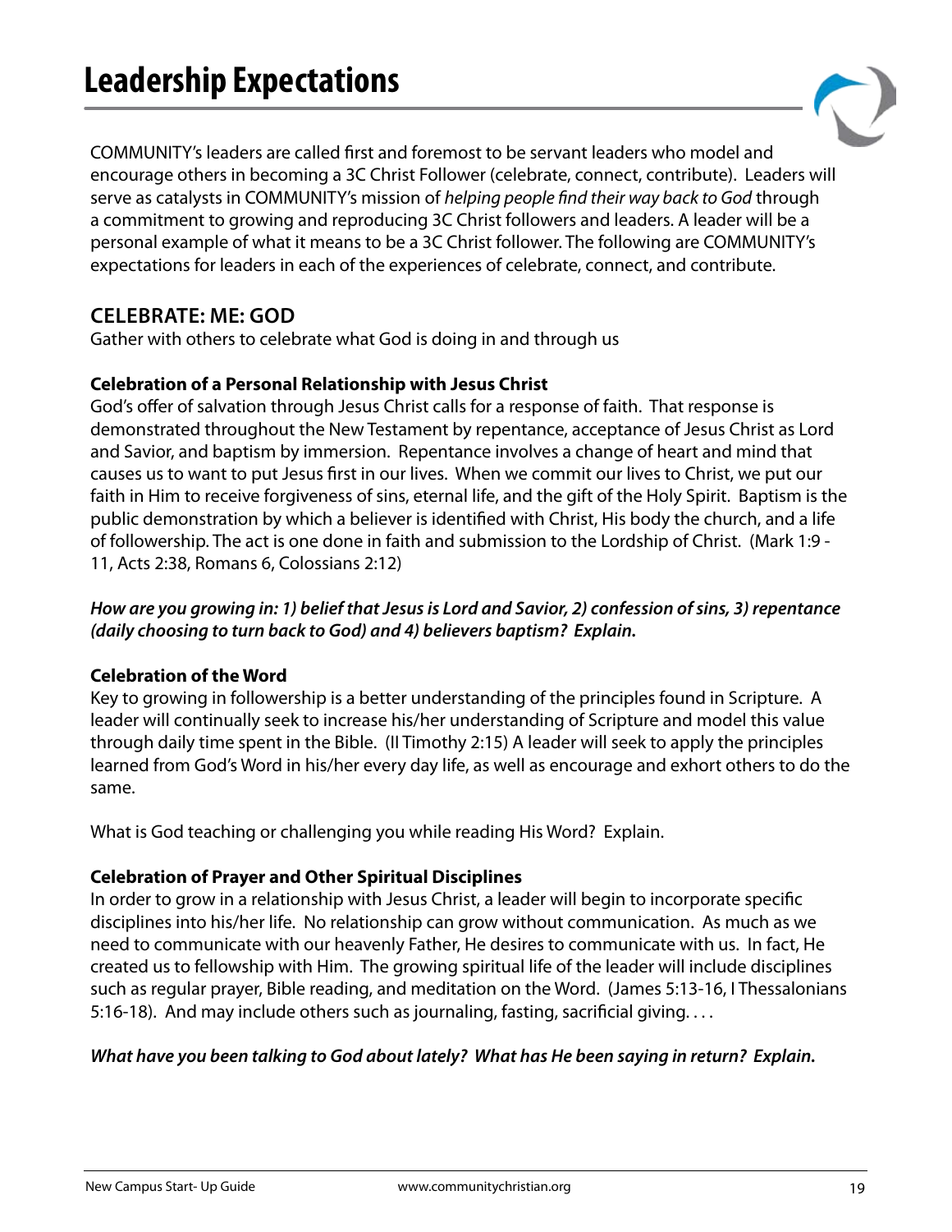# Leadership Expectations

COMMUNITY's leaders are called first and foremost to be servant leaders who model and encourage others in becoming a 3C Christ Follower (celebrate, connect, contribute). Leaders will serve as catalysts in COMMUNITY's mission of *helping people find their way back to God* through a commitment to growing and reproducing 3C Christ followers and leaders. A leader will be a personal example of what it means to be a 3C Christ follower. The following are COMMUNITY's expectations for leaders in each of the experiences of celebrate, connect, and contribute.

## CELEBRATE: ME: GOD

Gather with others to celebrate what God is doing in and through us

**Celebration of a Personal Relationship with Jesus Christ**

God's offer of salvation through Jesus Christ calls for a response of faith. That response is demonstrated throughout the New Testament by repentance, acceptance of Jesus Christ as Lord and Savior, and baptism by immersion. Repentance involves a change of heart and mind that causes us to want to put Jesus first in our lives. When we commit our lives to Christ, we put our faith in Him to receive forgiveness of sins, eternal life, and the gift of the Holy Spirit. Baptism is the public demonstration by which a believer is identified with Christ, His body the church, and a life of followership. The act is one done in faith and submission to the Lordship of Christ. (Mark 1:9 - 11, Acts 2:38, Romans 6, Colossians 2:12)

***How are you growing in: 1) belief that Jesus is Lord and Savior, 2) confession of sins, 3) repentance (daily choosing to turn back to God) and 4) believers baptism? Explain.***

**Celebration of the Word**

Key to growing in followership is a better understanding of the principles found in Scripture. A leader will continually seek to increase his/her understanding of Scripture and model this value through daily time spent in the Bible. (II Timothy 2:15) A leader will seek to apply the principles learned from God's Word in his/her every day life, as well as encourage and exhort others to do the same.

What is God teaching or challenging you while reading His Word? Explain.

**Celebration of Prayer and Other Spiritual Disciplines**

In order to grow in a relationship with Jesus Christ, a leader will begin to incorporate specific disciplines into his/her life. No relationship can grow without communication. As much as we need to communicate with our heavenly Father, He desires to communicate with us. In fact, He created us to fellowship with Him. The growing spiritual life of the leader will include disciplines such as regular prayer, Bible reading, and meditation on the Word. (James 5:13-16, I Thessalonians 5:16-18). And may include others such as journaling, fasting, sacrificial giving. . . .

***What have you been talking to God about lately? What has He been saying in return? Explain.***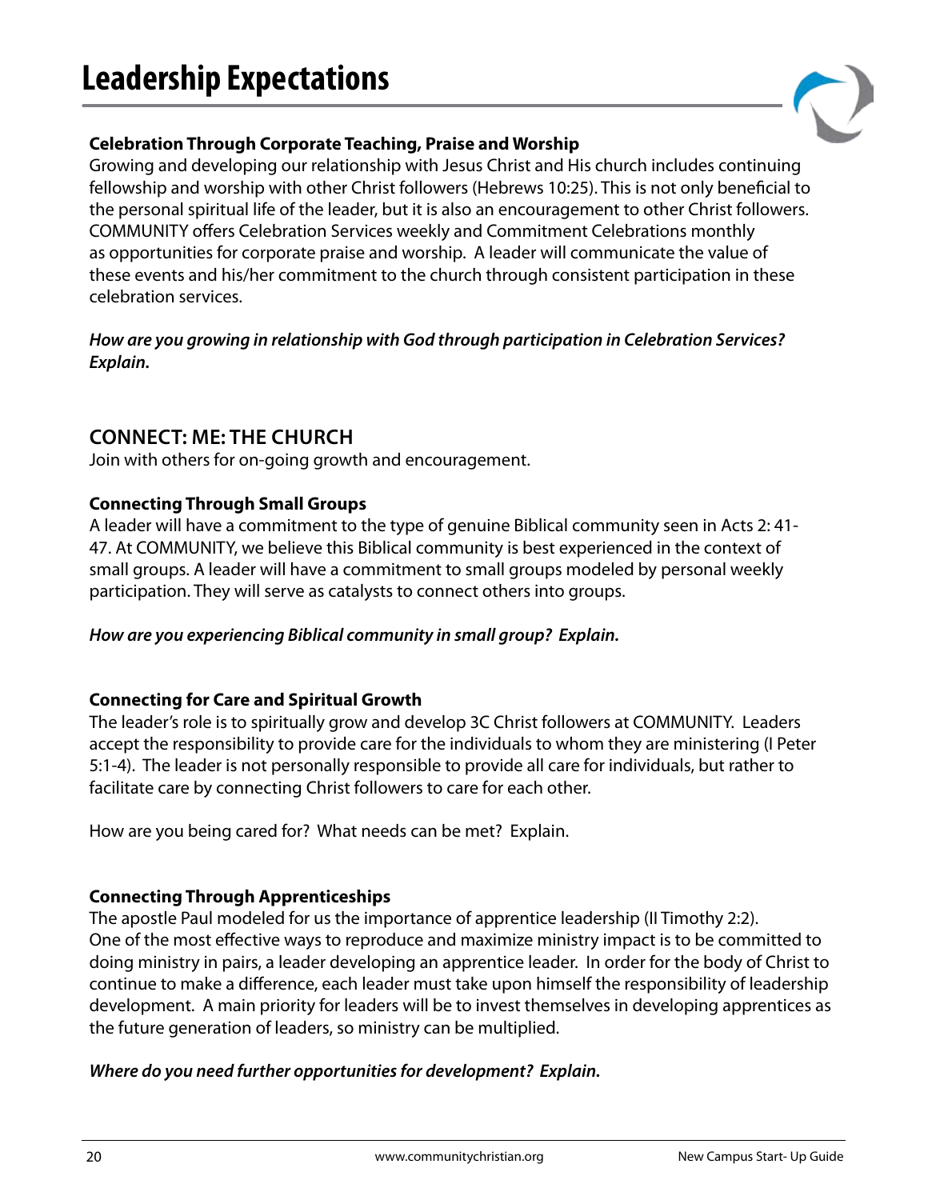# Leadership Expectations

**Celebration Through Corporate Teaching, Praise and Worship**

Growing and developing our relationship with Jesus Christ and His church includes continuing fellowship and worship with other Christ followers (Hebrews 10:25). This is not only beneficial to the personal spiritual life of the leader, but it is also an encouragement to other Christ followers. COMMUNITY offers Celebration Services weekly and Commitment Celebrations monthly as opportunities for corporate praise and worship. A leader will communicate the value of these events and his/her commitment to the church through consistent participation in these celebration services.

***How are you growing in relationship with God through participation in Celebration Services? Explain.***

## CONNECT: ME: THE CHURCH

Join with others for on-going growth and encouragement.

**Connecting Through Small Groups**

A leader will have a commitment to the type of genuine Biblical community seen in Acts 2: 41-47. At COMMUNITY, we believe this Biblical community is best experienced in the context of small groups. A leader will have a commitment to small groups modeled by personal weekly participation. They will serve as catalysts to connect others into groups.

***How are you experiencing Biblical community in small group? Explain.***

**Connecting for Care and Spiritual Growth**

The leader's role is to spiritually grow and develop 3C Christ followers at COMMUNITY. Leaders accept the responsibility to provide care for the individuals to whom they are ministering (I Peter 5:1-4). The leader is not personally responsible to provide all care for individuals, but rather to facilitate care by connecting Christ followers to care for each other.

How are you being cared for? What needs can be met? Explain.

**Connecting Through Apprenticeships**

The apostle Paul modeled for us the importance of apprentice leadership (II Timothy 2:2). One of the most effective ways to reproduce and maximize ministry impact is to be committed to doing ministry in pairs, a leader developing an apprentice leader. In order for the body of Christ to continue to make a difference, each leader must take upon himself the responsibility of leadership development. A main priority for leaders will be to invest themselves in developing apprentices as the future generation of leaders, so ministry can be multiplied.

***Where do you need further opportunities for development? Explain.***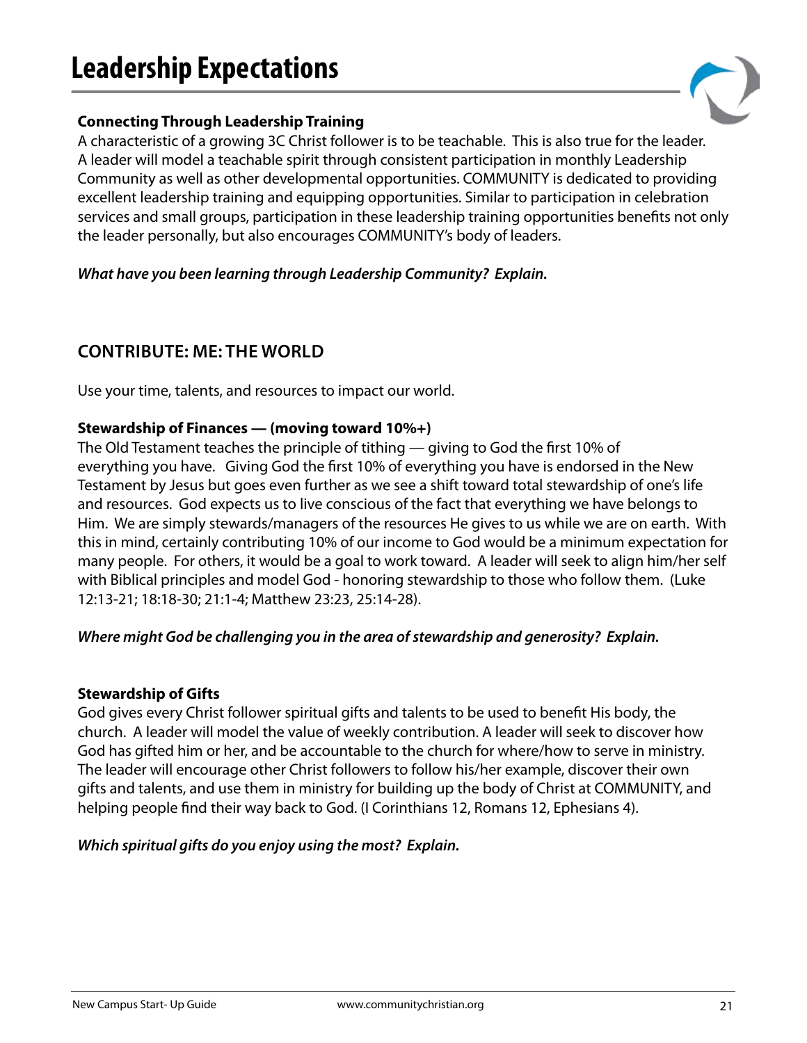# Leadership Expectations

### Connecting Through Leadership Training

A characteristic of a growing 3C Christ follower is to be teachable. This is also true for the leader. A leader will model a teachable spirit through consistent participation in monthly Leadership Community as well as other developmental opportunities. COMMUNITY is dedicated to providing excellent leadership training and equipping opportunities. Similar to participation in celebration services and small groups, participation in these leadership training opportunities benefits not only the leader personally, but also encourages COMMUNITY's body of leaders.

***What have you been learning through Leadership Community? Explain.***

## CONTRIBUTE: ME: THE WORLD

Use your time, talents, and resources to impact our world.

### Stewardship of Finances — (moving toward 10%+)

The Old Testament teaches the principle of tithing — giving to God the first 10% of everything you have. Giving God the first 10% of everything you have is endorsed in the New Testament by Jesus but goes even further as we see a shift toward total stewardship of one's life and resources. God expects us to live conscious of the fact that everything we have belongs to Him. We are simply stewards/managers of the resources He gives to us while we are on earth. With this in mind, certainly contributing 10% of our income to God would be a minimum expectation for many people. For others, it would be a goal to work toward. A leader will seek to align him/her self with Biblical principles and model God - honoring stewardship to those who follow them. (Luke 12:13-21; 18:18-30; 21:1-4; Matthew 23:23, 25:14-28).

***Where might God be challenging you in the area of stewardship and generosity? Explain.***

### Stewardship of Gifts

God gives every Christ follower spiritual gifts and talents to be used to benefit His body, the church. A leader will model the value of weekly contribution. A leader will seek to discover how God has gifted him or her, and be accountable to the church for where/how to serve in ministry. The leader will encourage other Christ followers to follow his/her example, discover their own gifts and talents, and use them in ministry for building up the body of Christ at COMMUNITY, and helping people find their way back to God. (I Corinthians 12, Romans 12, Ephesians 4).

***Which spiritual gifts do you enjoy using the most? Explain.***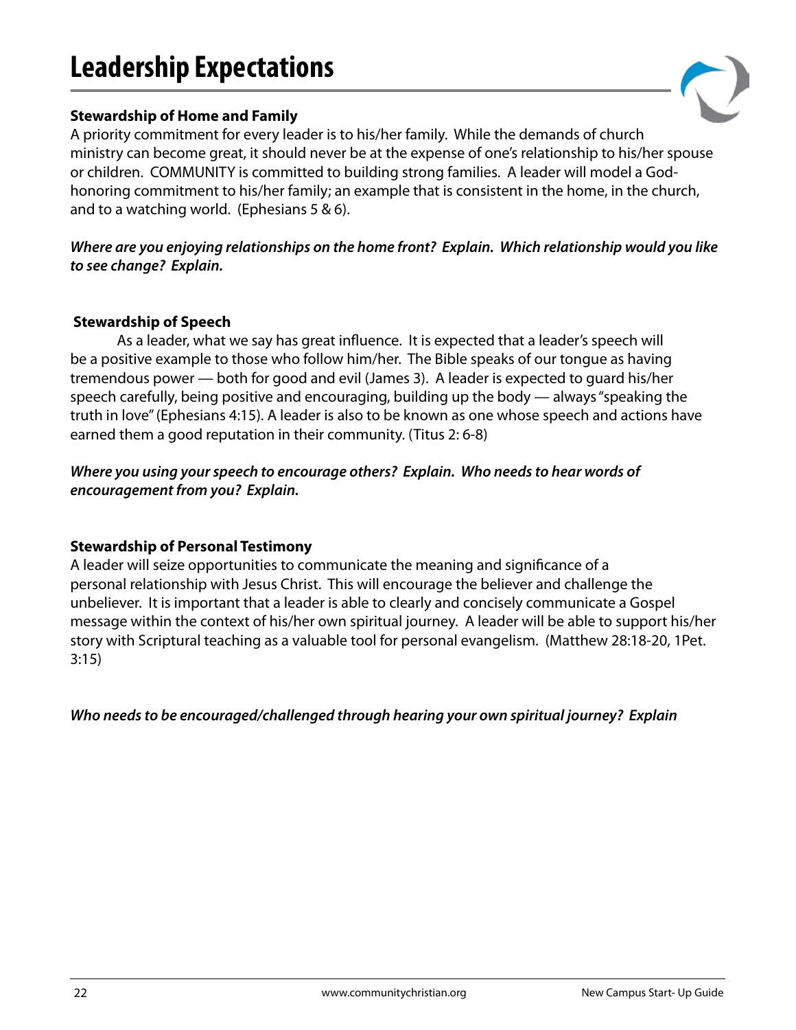# Leadership Expectations

**Stewardship of Home and Family**

A priority commitment for every leader is to his/her family. While the demands of church ministry can become great, it should never be at the expense of one's relationship to his/her spouse or children. COMMUNITY is committed to building strong families. A leader will model a God-honoring commitment to his/her family; an example that is consistent in the home, in the church, and to a watching world. (Ephesians 5 & 6).

***Where are you enjoying relationships on the home front? Explain. Which relationship would you like to see change? Explain.***

**Stewardship of Speech**

As a leader, what we say has great influence. It is expected that a leader's speech will be a positive example to those who follow him/her. The Bible speaks of our tongue as having tremendous power — both for good and evil (James 3). A leader is expected to guard his/her speech carefully, being positive and encouraging, building up the body — always "speaking the truth in love" (Ephesians 4:15). A leader is also to be known as one whose speech and actions have earned them a good reputation in their community. (Titus 2: 6-8)

***Where you using your speech to encourage others? Explain. Who needs to hear words of encouragement from you? Explain.***

**Stewardship of Personal Testimony**

A leader will seize opportunities to communicate the meaning and significance of a personal relationship with Jesus Christ. This will encourage the believer and challenge the unbeliever. It is important that a leader is able to clearly and concisely communicate a Gospel message within the context of his/her own spiritual journey. A leader will be able to support his/her story with Scriptural teaching as a valuable tool for personal evangelism. (Matthew 28:18-20, 1Pet. 3:15)

***Who needs to be encouraged/challenged through hearing your own spiritual journey? Explain***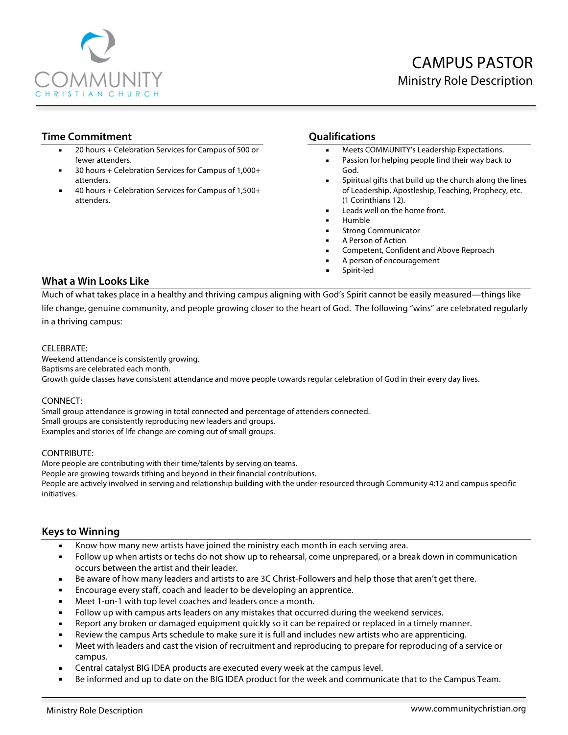# CAMPUS PASTOR

## Ministry Role Description

### Time Commitment

- 20 hours + Celebration Services for Campus of 500 or fewer attenders.
- 30 hours + Celebration Services for Campus of 1,000+ attenders.
- 40 hours + Celebration Services for Campus of 1,500+ attenders.

### Qualifications

- Meets COMMUNITY's Leadership Expectations.
- Passion for helping people find their way back to God.
- Spiritual gifts that build up the church along the lines of Leadership, Apostleship, Teaching, Prophecy, etc. (1 Corinthians 12).
- Leads well on the home front.
- Humble
- Strong Communicator
- A Person of Action
- Competent, Confident and Above Reproach
- A person of encouragement
- Spirit-led

### What a Win Looks Like

Much of what takes place in a healthy and thriving campus aligning with God's Spirit cannot be easily measured—things like life change, genuine community, and people growing closer to the heart of God. The following "wins" are celebrated regularly in a thriving campus:

CELEBRATE:
Weekend attendance is consistently growing.
Baptisms are celebrated each month.
Growth guide classes have consistent attendance and move people towards regular celebration of God in their every day lives.

CONNECT:
Small group attendance is growing in total connected and percentage of attenders connected.
Small groups are consistently reproducing new leaders and groups.
Examples and stories of life change are coming out of small groups.

CONTRIBUTE:
More people are contributing with their time/talents by serving on teams.
People are growing towards tithing and beyond in their financial contributions.
People are actively involved in serving and relationship building with the under-resourced through Community 4:12 and campus specific initiatives.

### Keys to Winning

- Know how many new artists have joined the ministry each month in each serving area.
- Follow up when artists or techs do not show up to rehearsal, come unprepared, or a break down in communication occurs between the artist and their leader.
- Be aware of how many leaders and artists to are 3C Christ-Followers and help those that aren't get there.
- Encourage every staff, coach and leader to be developing an apprentice.
- Meet 1-on-1 with top level coaches and leaders once a month.
- Follow up with campus arts leaders on any mistakes that occurred during the weekend services.
- Report any broken or damaged equipment quickly so it can be repaired or replaced in a timely manner.
- Review the campus Arts schedule to make sure it is full and includes new artists who are apprenticing.
- Meet with leaders and cast the vision of recruitment and reproducing to prepare for reproducing of a service or campus.
- Central catalyst BIG IDEA products are executed every week at the campus level.
- Be informed and up to date on the BIG IDEA product for the week and communicate that to the Campus Team.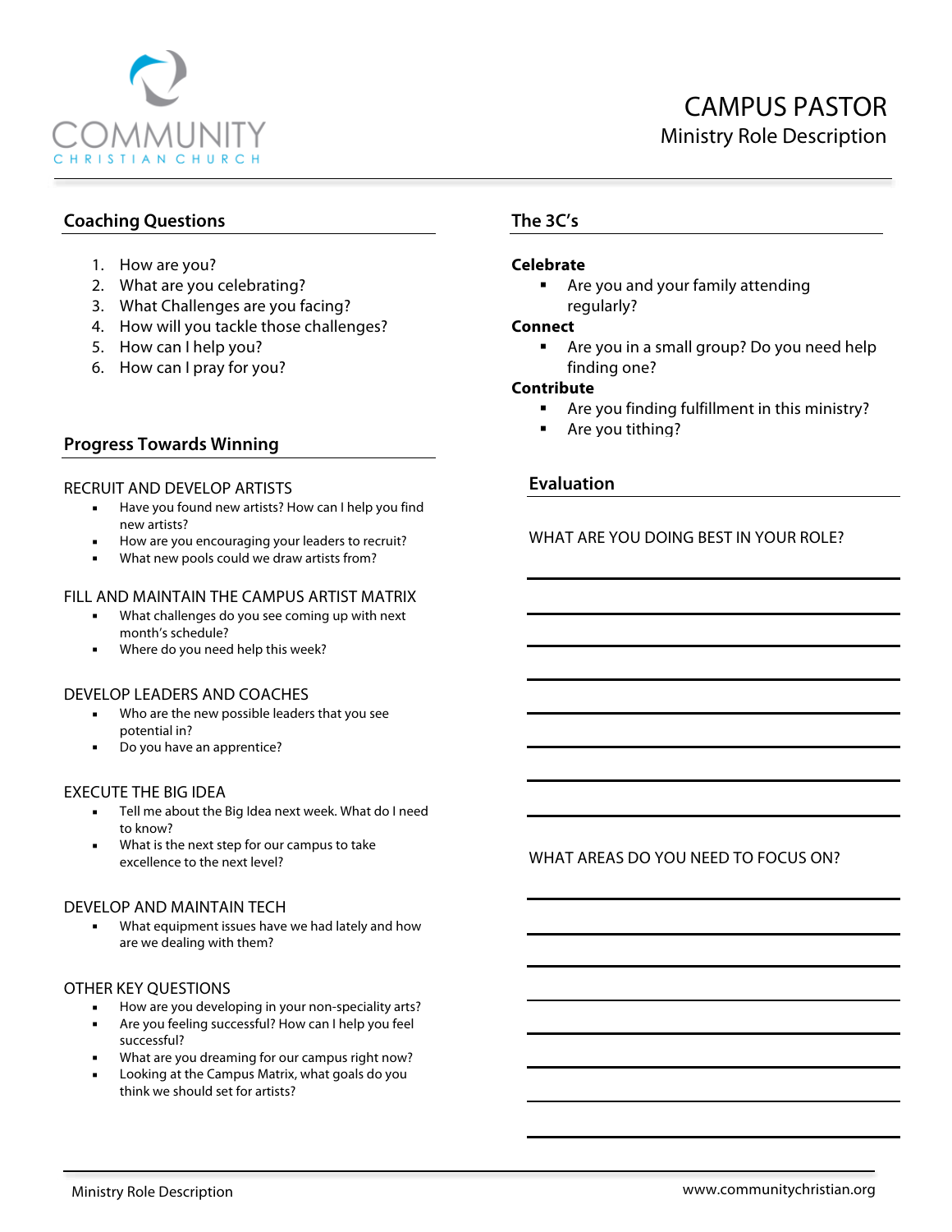COMMUNITY CHRISTIAN CHURCH

# CAMPUS PASTOR

Ministry Role Description

## Coaching Questions

1. How are you?
2. What are you celebrating?
3. What Challenges are you facing?
4. How will you tackle those challenges?
5. How can I help you?
6. How can I pray for you?

## Progress Towards Winning

### RECRUIT AND DEVELOP ARTISTS

- Have you found new artists? How can I help you find new artists?
- How are you encouraging your leaders to recruit?
- What new pools could we draw artists from?

### FILL AND MAINTAIN THE CAMPUS ARTIST MATRIX

- What challenges do you see coming up with next month's schedule?
- Where do you need help this week?

### DEVELOP LEADERS AND COACHES

- Who are the new possible leaders that you see potential in?
- Do you have an apprentice?

### EXECUTE THE BIG IDEA

- Tell me about the Big Idea next week. What do I need to know?
- What is the next step for our campus to take excellence to the next level?

### DEVELOP AND MAINTAIN TECH

- What equipment issues have we had lately and how are we dealing with them?

### OTHER KEY QUESTIONS

- How are you developing in your non-speciality arts?
- Are you feeling successful? How can I help you feel successful?
- What are you dreaming for our campus right now?
- Looking at the Campus Matrix, what goals do you think we should set for artists?

## The 3C's

**Celebrate**

- Are you and your family attending regularly?

**Connect**

- Are you in a small group? Do you need help finding one?

**Contribute**

- Are you finding fulfillment in this ministry?
- Are you tithing?

## Evaluation

WHAT ARE YOU DOING BEST IN YOUR ROLE?

________________________________________

________________________________________

________________________________________

________________________________________

________________________________________

________________________________________

________________________________________

________________________________________

WHAT AREAS DO YOU NEED TO FOCUS ON?

________________________________________

________________________________________

________________________________________

________________________________________

________________________________________

________________________________________

________________________________________

________________________________________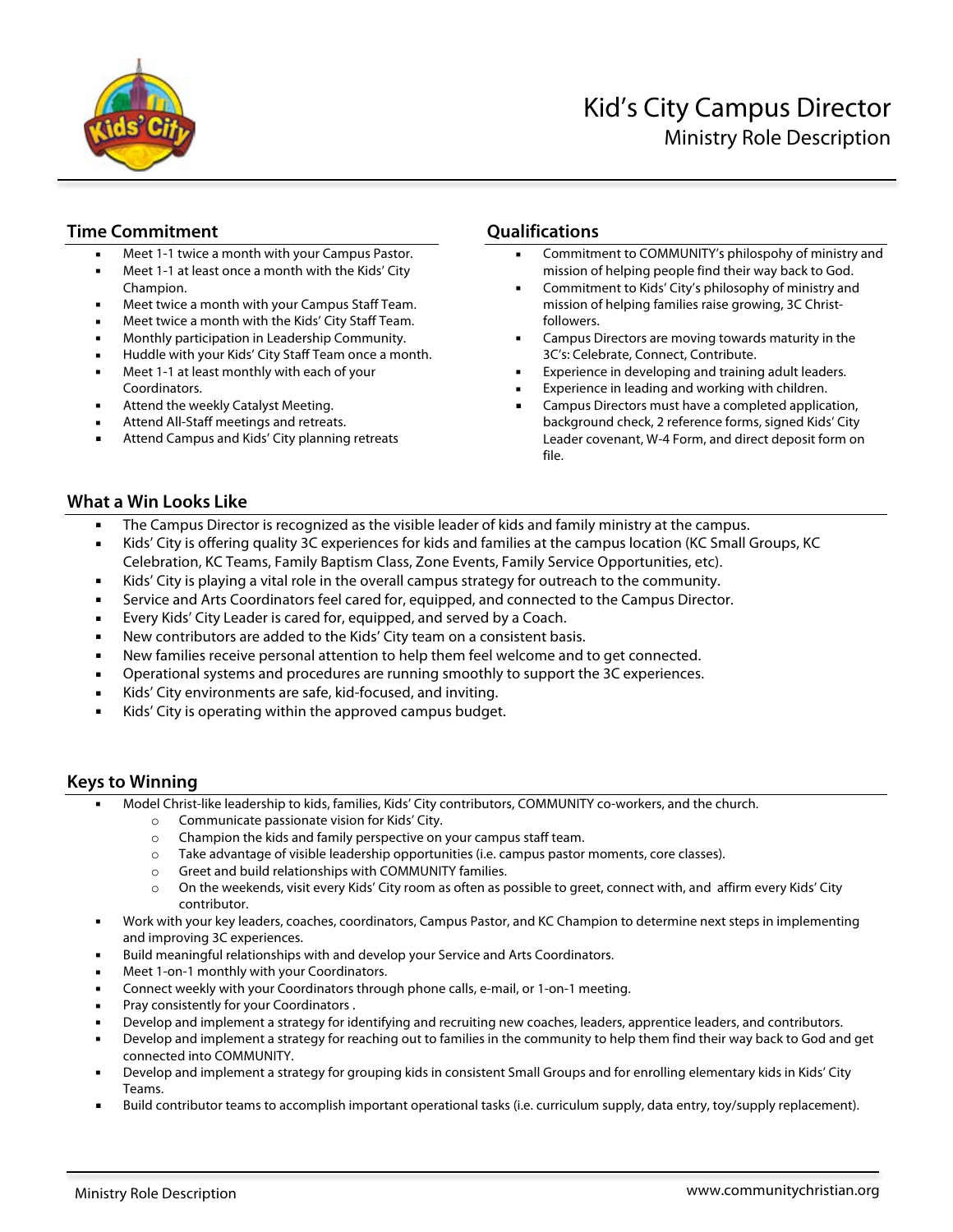# Kid's City Campus Director

## Ministry Role Description

### Time Commitment

- Meet 1-1 twice a month with your Campus Pastor.
- Meet 1-1 at least once a month with the Kids' City Champion.
- Meet twice a month with your Campus Staff Team.
- Meet twice a month with the Kids' City Staff Team.
- Monthly participation in Leadership Community.
- Huddle with your Kids' City Staff Team once a month.
- Meet 1-1 at least monthly with each of your Coordinators.
- Attend the weekly Catalyst Meeting.
- Attend All-Staff meetings and retreats.
- Attend Campus and Kids' City planning retreats

### Qualifications

- Commitment to COMMUNITY's philospohy of ministry and mission of helping people find their way back to God.
- Commitment to Kids' City's philosophy of ministry and mission of helping families raise growing, 3C Christ-followers.
- Campus Directors are moving towards maturity in the 3C's: Celebrate, Connect, Contribute.
- Experience in developing and training adult leaders.
- Experience in leading and working with children.
- Campus Directors must have a completed application, background check, 2 reference forms, signed Kids' City Leader covenant, W-4 Form, and direct deposit form on file.

### What a Win Looks Like

- The Campus Director is recognized as the visible leader of kids and family ministry at the campus.
- Kids' City is offering quality 3C experiences for kids and families at the campus location (KC Small Groups, KC Celebration, KC Teams, Family Baptism Class, Zone Events, Family Service Opportunities, etc).
- Kids' City is playing a vital role in the overall campus strategy for outreach to the community.
- Service and Arts Coordinators feel cared for, equipped, and connected to the Campus Director.
- Every Kids' City Leader is cared for, equipped, and served by a Coach.
- New contributors are added to the Kids' City team on a consistent basis.
- New families receive personal attention to help them feel welcome and to get connected.
- Operational systems and procedures are running smoothly to support the 3C experiences.
- Kids' City environments are safe, kid-focused, and inviting.
- Kids' City is operating within the approved campus budget.

### Keys to Winning

- Model Christ-like leadership to kids, families, Kids' City contributors, COMMUNITY co-workers, and the church.
  - Communicate passionate vision for Kids' City.
  - Champion the kids and family perspective on your campus staff team.
  - Take advantage of visible leadership opportunities (i.e. campus pastor moments, core classes).
  - Greet and build relationships with COMMUNITY families.
  - On the weekends, visit every Kids' City room as often as possible to greet, connect with, and affirm every Kids' City contributor.
- Work with your key leaders, coaches, coordinators, Campus Pastor, and KC Champion to determine next steps in implementing and improving 3C experiences.
- Build meaningful relationships with and develop your Service and Arts Coordinators.
- Meet 1-on-1 monthly with your Coordinators.
- Connect weekly with your Coordinators through phone calls, e-mail, or 1-on-1 meeting.
- Pray consistently for your Coordinators .
- Develop and implement a strategy for identifying and recruiting new coaches, leaders, apprentice leaders, and contributors.
- Develop and implement a strategy for reaching out to families in the community to help them find their way back to God and get connected into COMMUNITY.
- Develop and implement a strategy for grouping kids in consistent Small Groups and for enrolling elementary kids in Kids' City Teams.
- Build contributor teams to accomplish important operational tasks (i.e. curriculum supply, data entry, toy/supply replacement).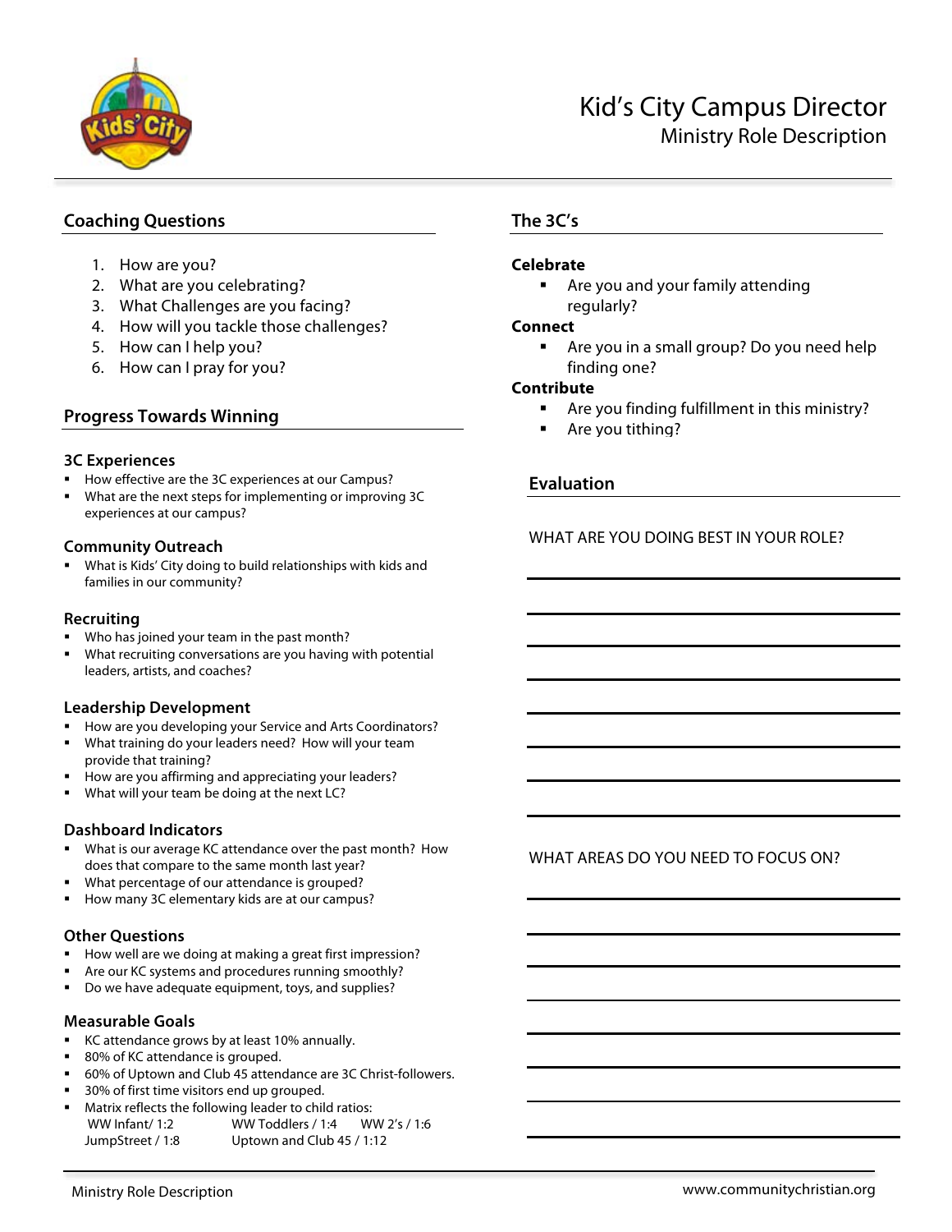# Kid's City Campus Director

## Ministry Role Description

## Coaching Questions

1. How are you?
2. What are you celebrating?
3. What Challenges are you facing?
4. How will you tackle those challenges?
5. How can I help you?
6. How can I pray for you?

## Progress Towards Winning

### 3C Experiences

- How effective are the 3C experiences at our Campus?
- What are the next steps for implementing or improving 3C experiences at our campus?

### Community Outreach

- What is Kids' City doing to build relationships with kids and families in our community?

### Recruiting

- Who has joined your team in the past month?
- What recruiting conversations are you having with potential leaders, artists, and coaches?

### Leadership Development

- How are you developing your Service and Arts Coordinators?
- What training do your leaders need? How will your team provide that training?
- How are you affirming and appreciating your leaders?
- What will your team be doing at the next LC?

### Dashboard Indicators

- What is our average KC attendance over the past month? How does that compare to the same month last year?
- What percentage of our attendance is grouped?
- How many 3C elementary kids are at our campus?

### Other Questions

- How well are we doing at making a great first impression?
- Are our KC systems and procedures running smoothly?
- Do we have adequate equipment, toys, and supplies?

### Measurable Goals

- KC attendance grows by at least 10% annually.
- 80% of KC attendance is grouped.
- 60% of Uptown and Club 45 attendance are 3C Christ-followers.
- 30% of first time visitors end up grouped.
- Matrix reflects the following leader to child ratios:
  WW Infant/ 1:2 WW Toddlers / 1:4 WW 2's / 1:6
  JumpStreet / 1:8 Uptown and Club 45 / 1:12

## The 3C's

**Celebrate**

- Are you and your family attending regularly?

**Connect**

- Are you in a small group? Do you need help finding one?

**Contribute**

- Are you finding fulfillment in this ministry?
- Are you tithing?

## Evaluation

WHAT ARE YOU DOING BEST IN YOUR ROLE?

\_\_\_\_\_\_\_\_\_\_\_\_\_\_\_\_\_\_\_\_\_\_\_\_\_\_\_\_\_\_\_\_\_\_\_\_\_\_\_\_

\_\_\_\_\_\_\_\_\_\_\_\_\_\_\_\_\_\_\_\_\_\_\_\_\_\_\_\_\_\_\_\_\_\_\_\_\_\_\_\_

\_\_\_\_\_\_\_\_\_\_\_\_\_\_\_\_\_\_\_\_\_\_\_\_\_\_\_\_\_\_\_\_\_\_\_\_\_\_\_\_

\_\_\_\_\_\_\_\_\_\_\_\_\_\_\_\_\_\_\_\_\_\_\_\_\_\_\_\_\_\_\_\_\_\_\_\_\_\_\_\_

\_\_\_\_\_\_\_\_\_\_\_\_\_\_\_\_\_\_\_\_\_\_\_\_\_\_\_\_\_\_\_\_\_\_\_\_\_\_\_\_

\_\_\_\_\_\_\_\_\_\_\_\_\_\_\_\_\_\_\_\_\_\_\_\_\_\_\_\_\_\_\_\_\_\_\_\_\_\_\_\_

\_\_\_\_\_\_\_\_\_\_\_\_\_\_\_\_\_\_\_\_\_\_\_\_\_\_\_\_\_\_\_\_\_\_\_\_\_\_\_\_

\_\_\_\_\_\_\_\_\_\_\_\_\_\_\_\_\_\_\_\_\_\_\_\_\_\_\_\_\_\_\_\_\_\_\_\_\_\_\_\_

WHAT AREAS DO YOU NEED TO FOCUS ON?

\_\_\_\_\_\_\_\_\_\_\_\_\_\_\_\_\_\_\_\_\_\_\_\_\_\_\_\_\_\_\_\_\_\_\_\_\_\_\_\_

\_\_\_\_\_\_\_\_\_\_\_\_\_\_\_\_\_\_\_\_\_\_\_\_\_\_\_\_\_\_\_\_\_\_\_\_\_\_\_\_

\_\_\_\_\_\_\_\_\_\_\_\_\_\_\_\_\_\_\_\_\_\_\_\_\_\_\_\_\_\_\_\_\_\_\_\_\_\_\_\_

\_\_\_\_\_\_\_\_\_\_\_\_\_\_\_\_\_\_\_\_\_\_\_\_\_\_\_\_\_\_\_\_\_\_\_\_\_\_\_\_

\_\_\_\_\_\_\_\_\_\_\_\_\_\_\_\_\_\_\_\_\_\_\_\_\_\_\_\_\_\_\_\_\_\_\_\_\_\_\_\_

\_\_\_\_\_\_\_\_\_\_\_\_\_\_\_\_\_\_\_\_\_\_\_\_\_\_\_\_\_\_\_\_\_\_\_\_\_\_\_\_

\_\_\_\_\_\_\_\_\_\_\_\_\_\_\_\_\_\_\_\_\_\_\_\_\_\_\_\_\_\_\_\_\_\_\_\_\_\_\_\_

\_\_\_\_\_\_\_\_\_\_\_\_\_\_\_\_\_\_\_\_\_\_\_\_\_\_\_\_\_\_\_\_\_\_\_\_\_\_\_\_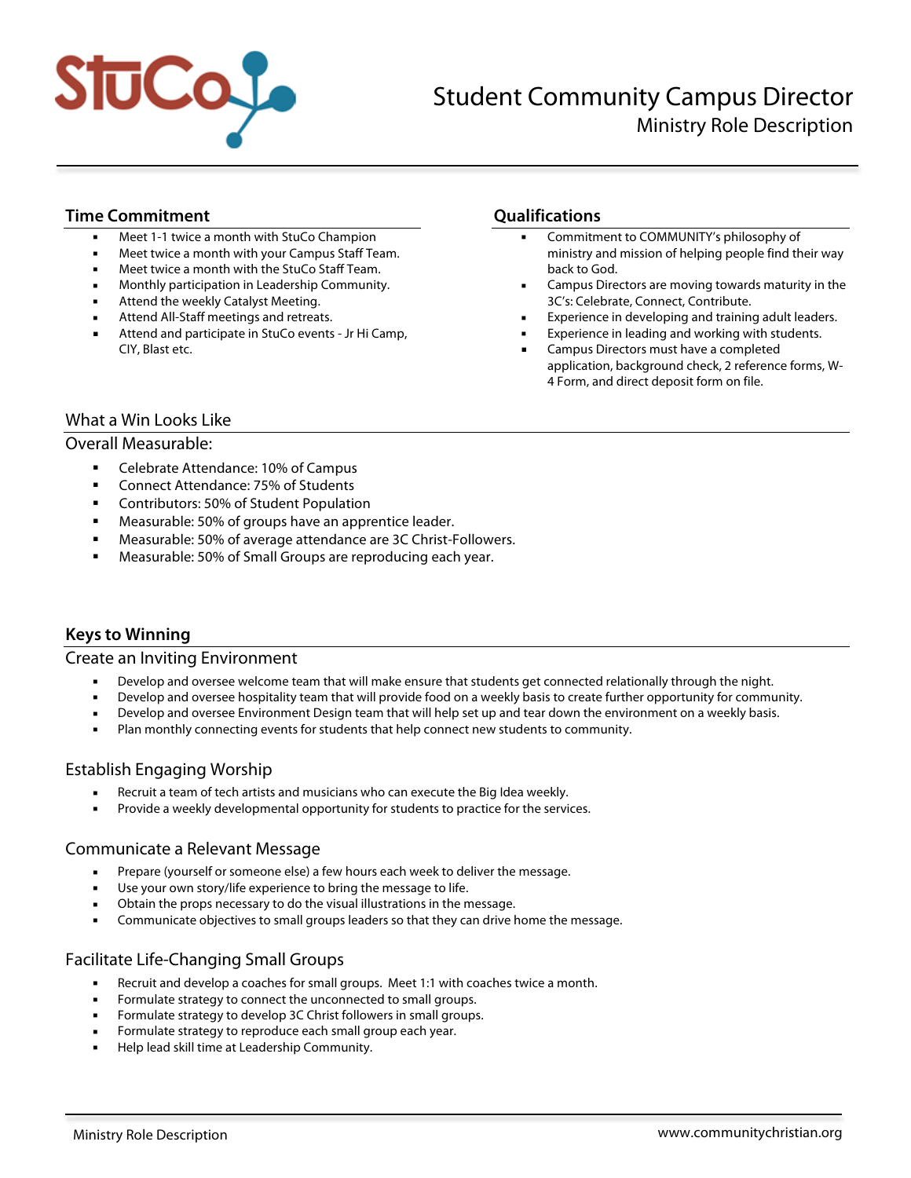# Student Community Campus Director

## Ministry Role Description

### Time Commitment

- Meet 1-1 twice a month with StuCo Champion
- Meet twice a month with your Campus Staff Team.
- Meet twice a month with the StuCo Staff Team.
- Monthly participation in Leadership Community.
- Attend the weekly Catalyst Meeting.
- Attend All-Staff meetings and retreats.
- Attend and participate in StuCo events - Jr Hi Camp, CIY, Blast etc.

### Qualifications

- Commitment to COMMUNITY's philosophy of ministry and mission of helping people find their way back to God.
- Campus Directors are moving towards maturity in the 3C's: Celebrate, Connect, Contribute.
- Experience in developing and training adult leaders.
- Experience in leading and working with students.
- Campus Directors must have a completed application, background check, 2 reference forms, W-4 Form, and direct deposit form on file.

### What a Win Looks Like

Overall Measurable:

- Celebrate Attendance: 10% of Campus
- Connect Attendance: 75% of Students
- Contributors: 50% of Student Population
- Measurable: 50% of groups have an apprentice leader.
- Measurable: 50% of average attendance are 3C Christ-Followers.
- Measurable: 50% of Small Groups are reproducing each year.

### Keys to Winning

#### Create an Inviting Environment

- Develop and oversee welcome team that will make ensure that students get connected relationally through the night.
- Develop and oversee hospitality team that will provide food on a weekly basis to create further opportunity for community.
- Develop and oversee Environment Design team that will help set up and tear down the environment on a weekly basis.
- Plan monthly connecting events for students that help connect new students to community.

#### Establish Engaging Worship

- Recruit a team of tech artists and musicians who can execute the Big Idea weekly.
- Provide a weekly developmental opportunity for students to practice for the services.

#### Communicate a Relevant Message

- Prepare (yourself or someone else) a few hours each week to deliver the message.
- Use your own story/life experience to bring the message to life.
- Obtain the props necessary to do the visual illustrations in the message.
- Communicate objectives to small groups leaders so that they can drive home the message.

#### Facilitate Life-Changing Small Groups

- Recruit and develop a coaches for small groups. Meet 1:1 with coaches twice a month.
- Formulate strategy to connect the unconnected to small groups.
- Formulate strategy to develop 3C Christ followers in small groups.
- Formulate strategy to reproduce each small group each year.
- Help lead skill time at Leadership Community.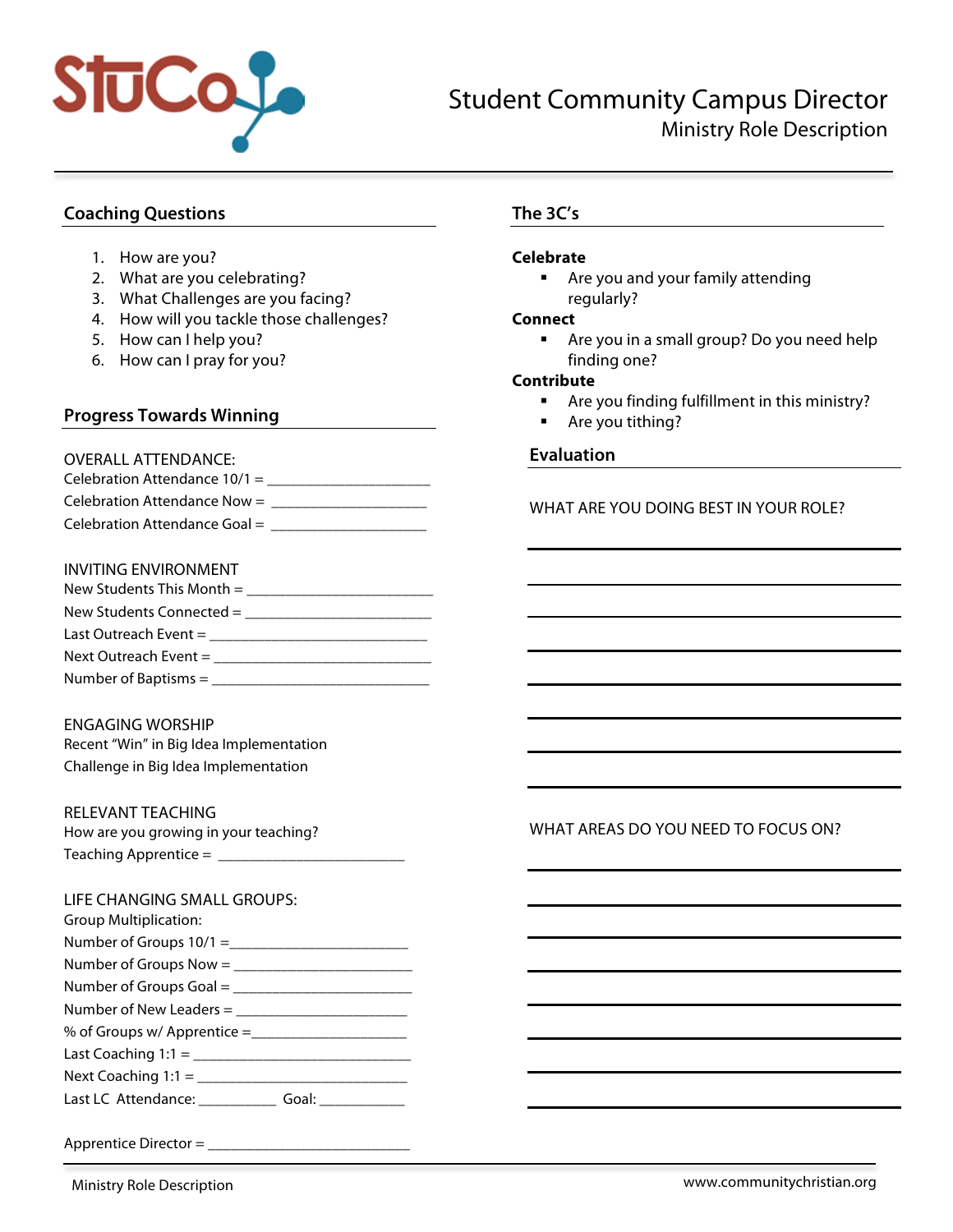StuCo

# Student Community Campus Director

## Ministry Role Description

### Coaching Questions

1. How are you?
2. What are you celebrating?
3. What Challenges are you facing?
4. How will you tackle those challenges?
5. How can I help you?
6. How can I pray for you?

### Progress Towards Winning

OVERALL ATTENDANCE:
Celebration Attendance 10/1 = ______________________
Celebration Attendance Now = ______________________
Celebration Attendance Goal = ______________________

INVITING ENVIRONMENT
New Students This Month = ______________________
New Students Connected = ______________________
Last Outreach Event = ______________________
Next Outreach Event = ______________________
Number of Baptisms = ______________________

ENGAGING WORSHIP
Recent "Win" in Big Idea Implementation
Challenge in Big Idea Implementation

RELEVANT TEACHING
How are you growing in your teaching?
Teaching Apprentice = ______________________

LIFE CHANGING SMALL GROUPS:
Group Multiplication:
Number of Groups 10/1 = ______________________
Number of Groups Now = ______________________
Number of Groups Goal = ______________________
Number of New Leaders = ______________________
% of Groups w/ Apprentice = ______________________
Last Coaching 1:1 = ______________________
Next Coaching 1:1 = ______________________
Last LC Attendance: __________ Goal: __________

Apprentice Director = ______________________

### The 3C's

**Celebrate**

- Are you and your family attending regularly?

**Connect**

- Are you in a small group? Do you need help finding one?

**Contribute**

- Are you finding fulfillment in this ministry?
- Are you tithing?

### Evaluation

WHAT ARE YOU DOING BEST IN YOUR ROLE?

______________________
______________________
______________________
______________________
______________________
______________________
______________________
______________________

WHAT AREAS DO YOU NEED TO FOCUS ON?

______________________
______________________
______________________
______________________
______________________
______________________
______________________
______________________

Ministry Role Description www.communitychristian.org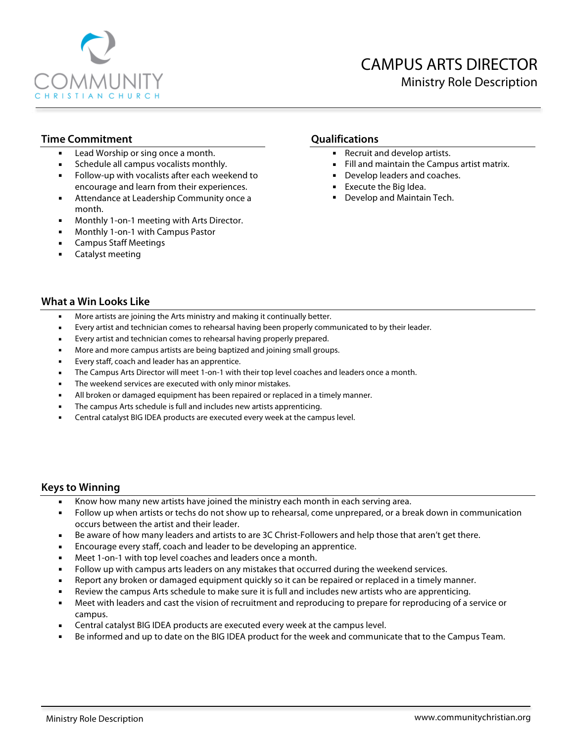# CAMPUS ARTS DIRECTOR

Ministry Role Description

## Time Commitment

- Lead Worship or sing once a month.
- Schedule all campus vocalists monthly.
- Follow-up with vocalists after each weekend to encourage and learn from their experiences.
- Attendance at Leadership Community once a month.
- Monthly 1-on-1 meeting with Arts Director.
- Monthly 1-on-1 with Campus Pastor
- Campus Staff Meetings
- Catalyst meeting

## Qualifications

- Recruit and develop artists.
- Fill and maintain the Campus artist matrix.
- Develop leaders and coaches.
- Execute the Big Idea.
- Develop and Maintain Tech.

## What a Win Looks Like

- More artists are joining the Arts ministry and making it continually better.
- Every artist and technician comes to rehearsal having been properly communicated to by their leader.
- Every artist and technician comes to rehearsal having properly prepared.
- More and more campus artists are being baptized and joining small groups.
- Every staff, coach and leader has an apprentice.
- The Campus Arts Director will meet 1-on-1 with their top level coaches and leaders once a month.
- The weekend services are executed with only minor mistakes.
- All broken or damaged equipment has been repaired or replaced in a timely manner.
- The campus Arts schedule is full and includes new artists apprenticing.
- Central catalyst BIG IDEA products are executed every week at the campus level.

## Keys to Winning

- Know how many new artists have joined the ministry each month in each serving area.
- Follow up when artists or techs do not show up to rehearsal, come unprepared, or a break down in communication occurs between the artist and their leader.
- Be aware of how many leaders and artists to are 3C Christ-Followers and help those that aren't get there.
- Encourage every staff, coach and leader to be developing an apprentice.
- Meet 1-on-1 with top level coaches and leaders once a month.
- Follow up with campus arts leaders on any mistakes that occurred during the weekend services.
- Report any broken or damaged equipment quickly so it can be repaired or replaced in a timely manner.
- Review the campus Arts schedule to make sure it is full and includes new artists who are apprenticing.
- Meet with leaders and cast the vision of recruitment and reproducing to prepare for reproducing of a service or campus.
- Central catalyst BIG IDEA products are executed every week at the campus level.
- Be informed and up to date on the BIG IDEA product for the week and communicate that to the Campus Team.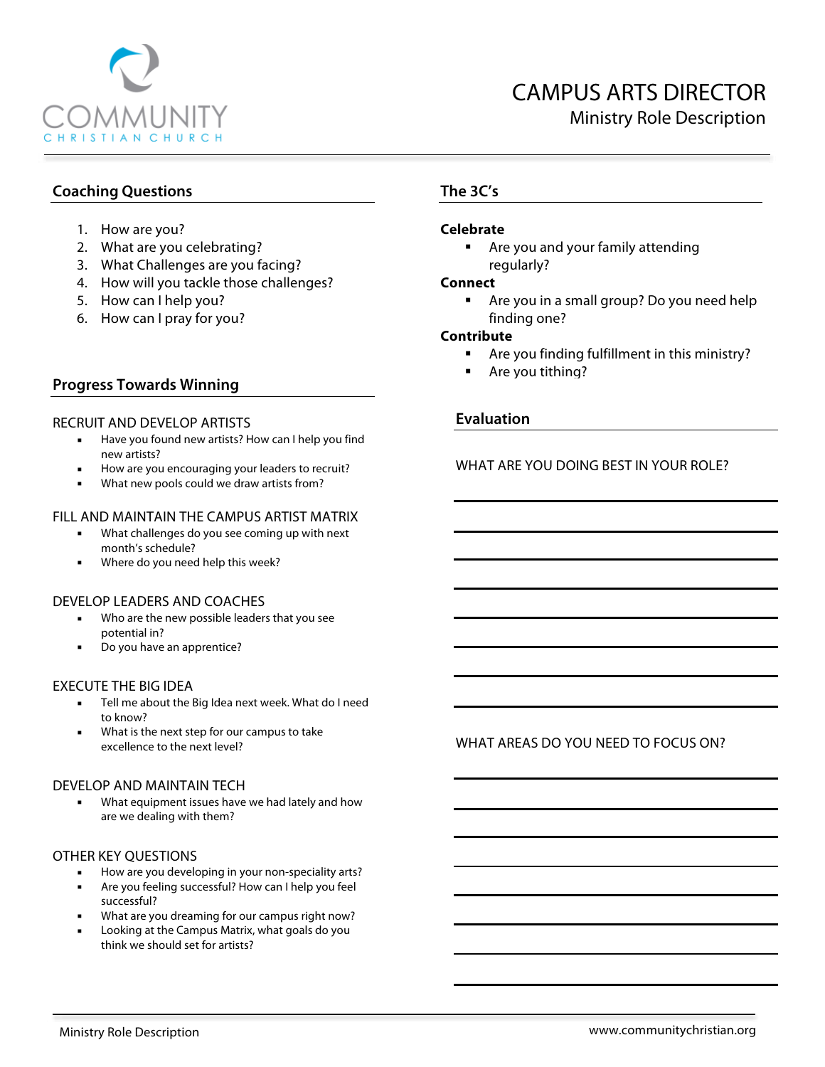# CAMPUS ARTS DIRECTOR

Ministry Role Description

## Coaching Questions

1. How are you?
2. What are you celebrating?
3. What Challenges are you facing?
4. How will you tackle those challenges?
5. How can I help you?
6. How can I pray for you?

## Progress Towards Winning

### RECRUIT AND DEVELOP ARTISTS

- Have you found new artists? How can I help you find new artists?
- How are you encouraging your leaders to recruit?
- What new pools could we draw artists from?

### FILL AND MAINTAIN THE CAMPUS ARTIST MATRIX

- What challenges do you see coming up with next month's schedule?
- Where do you need help this week?

### DEVELOP LEADERS AND COACHES

- Who are the new possible leaders that you see potential in?
- Do you have an apprentice?

### EXECUTE THE BIG IDEA

- Tell me about the Big Idea next week. What do I need to know?
- What is the next step for our campus to take excellence to the next level?

### DEVELOP AND MAINTAIN TECH

- What equipment issues have we had lately and how are we dealing with them?

### OTHER KEY QUESTIONS

- How are you developing in your non-speciality arts?
- Are you feeling successful? How can I help you feel successful?
- What are you dreaming for our campus right now?
- Looking at the Campus Matrix, what goals do you think we should set for artists?

## The 3C's

**Celebrate**

- Are you and your family attending regularly?

**Connect**

- Are you in a small group? Do you need help finding one?

**Contribute**

- Are you finding fulfillment in this ministry?
- Are you tithing?

## Evaluation

WHAT ARE YOU DOING BEST IN YOUR ROLE?

\_\_\_\_\_\_\_\_\_\_\_\_\_\_\_\_\_\_\_\_\_\_\_\_\_\_\_\_\_\_\_\_\_\_\_\_\_\_\_\_

\_\_\_\_\_\_\_\_\_\_\_\_\_\_\_\_\_\_\_\_\_\_\_\_\_\_\_\_\_\_\_\_\_\_\_\_\_\_\_\_

\_\_\_\_\_\_\_\_\_\_\_\_\_\_\_\_\_\_\_\_\_\_\_\_\_\_\_\_\_\_\_\_\_\_\_\_\_\_\_\_

\_\_\_\_\_\_\_\_\_\_\_\_\_\_\_\_\_\_\_\_\_\_\_\_\_\_\_\_\_\_\_\_\_\_\_\_\_\_\_\_

\_\_\_\_\_\_\_\_\_\_\_\_\_\_\_\_\_\_\_\_\_\_\_\_\_\_\_\_\_\_\_\_\_\_\_\_\_\_\_\_

\_\_\_\_\_\_\_\_\_\_\_\_\_\_\_\_\_\_\_\_\_\_\_\_\_\_\_\_\_\_\_\_\_\_\_\_\_\_\_\_

\_\_\_\_\_\_\_\_\_\_\_\_\_\_\_\_\_\_\_\_\_\_\_\_\_\_\_\_\_\_\_\_\_\_\_\_\_\_\_\_

\_\_\_\_\_\_\_\_\_\_\_\_\_\_\_\_\_\_\_\_\_\_\_\_\_\_\_\_\_\_\_\_\_\_\_\_\_\_\_\_

WHAT AREAS DO YOU NEED TO FOCUS ON?

\_\_\_\_\_\_\_\_\_\_\_\_\_\_\_\_\_\_\_\_\_\_\_\_\_\_\_\_\_\_\_\_\_\_\_\_\_\_\_\_

\_\_\_\_\_\_\_\_\_\_\_\_\_\_\_\_\_\_\_\_\_\_\_\_\_\_\_\_\_\_\_\_\_\_\_\_\_\_\_\_

\_\_\_\_\_\_\_\_\_\_\_\_\_\_\_\_\_\_\_\_\_\_\_\_\_\_\_\_\_\_\_\_\_\_\_\_\_\_\_\_

\_\_\_\_\_\_\_\_\_\_\_\_\_\_\_\_\_\_\_\_\_\_\_\_\_\_\_\_\_\_\_\_\_\_\_\_\_\_\_\_

\_\_\_\_\_\_\_\_\_\_\_\_\_\_\_\_\_\_\_\_\_\_\_\_\_\_\_\_\_\_\_\_\_\_\_\_\_\_\_\_

\_\_\_\_\_\_\_\_\_\_\_\_\_\_\_\_\_\_\_\_\_\_\_\_\_\_\_\_\_\_\_\_\_\_\_\_\_\_\_\_

\_\_\_\_\_\_\_\_\_\_\_\_\_\_\_\_\_\_\_\_\_\_\_\_\_\_\_\_\_\_\_\_\_\_\_\_\_\_\_\_

\_\_\_\_\_\_\_\_\_\_\_\_\_\_\_\_\_\_\_\_\_\_\_\_\_\_\_\_\_\_\_\_\_\_\_\_\_\_\_\_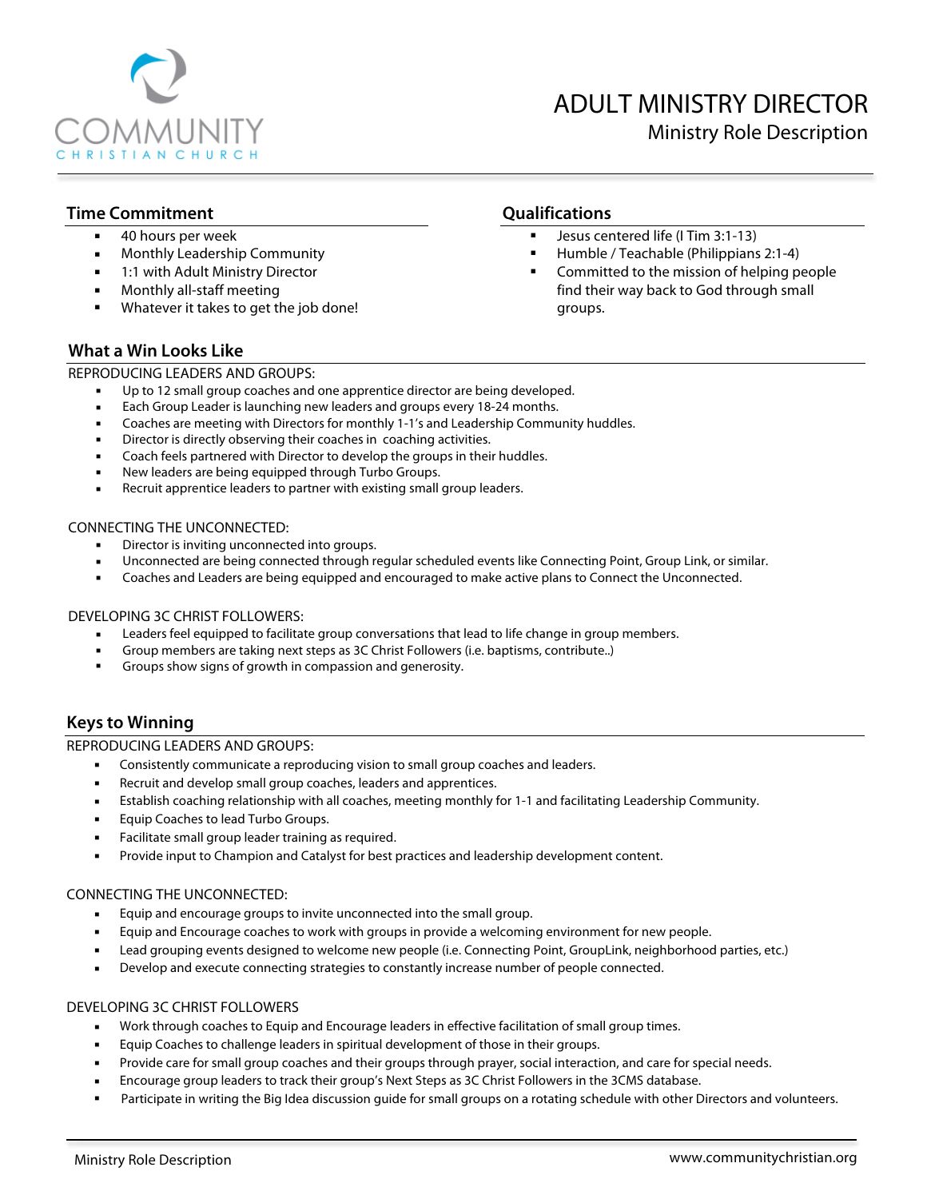COMMUNITY
CHRISTIAN CHURCH

# ADULT MINISTRY DIRECTOR

Ministry Role Description

## Time Commitment

- 40 hours per week
- Monthly Leadership Community
- 1:1 with Adult Ministry Director
- Monthly all-staff meeting
- Whatever it takes to get the job done!

## Qualifications

- Jesus centered life (I Tim 3:1-13)
- Humble / Teachable (Philippians 2:1-4)
- Committed to the mission of helping people find their way back to God through small groups.

## What a Win Looks Like

REPRODUCING LEADERS AND GROUPS:

- Up to 12 small group coaches and one apprentice director are being developed.
- Each Group Leader is launching new leaders and groups every 18-24 months.
- Coaches are meeting with Directors for monthly 1-1's and Leadership Community huddles.
- Director is directly observing their coaches in coaching activities.
- Coach feels partnered with Director to develop the groups in their huddles.
- New leaders are being equipped through Turbo Groups.
- Recruit apprentice leaders to partner with existing small group leaders.

CONNECTING THE UNCONNECTED:

- Director is inviting unconnected into groups.
- Unconnected are being connected through regular scheduled events like Connecting Point, Group Link, or similar.
- Coaches and Leaders are being equipped and encouraged to make active plans to Connect the Unconnected.

DEVELOPING 3C CHRIST FOLLOWERS:

- Leaders feel equipped to facilitate group conversations that lead to life change in group members.
- Group members are taking next steps as 3C Christ Followers (i.e. baptisms, contribute..)
- Groups show signs of growth in compassion and generosity.

## Keys to Winning

REPRODUCING LEADERS AND GROUPS:

- Consistently communicate a reproducing vision to small group coaches and leaders.
- Recruit and develop small group coaches, leaders and apprentices.
- Establish coaching relationship with all coaches, meeting monthly for 1-1 and facilitating Leadership Community.
- Equip Coaches to lead Turbo Groups.
- Facilitate small group leader training as required.
- Provide input to Champion and Catalyst for best practices and leadership development content.

CONNECTING THE UNCONNECTED:

- Equip and encourage groups to invite unconnected into the small group.
- Equip and Encourage coaches to work with groups in provide a welcoming environment for new people.
- Lead grouping events designed to welcome new people (i.e. Connecting Point, GroupLink, neighborhood parties, etc.)
- Develop and execute connecting strategies to constantly increase number of people connected.

DEVELOPING 3C CHRIST FOLLOWERS

- Work through coaches to Equip and Encourage leaders in effective facilitation of small group times.
- Equip Coaches to challenge leaders in spiritual development of those in their groups.
- Provide care for small group coaches and their groups through prayer, social interaction, and care for special needs.
- Encourage group leaders to track their group's Next Steps as 3C Christ Followers in the 3CMS database.
- Participate in writing the Big Idea discussion guide for small groups on a rotating schedule with other Directors and volunteers.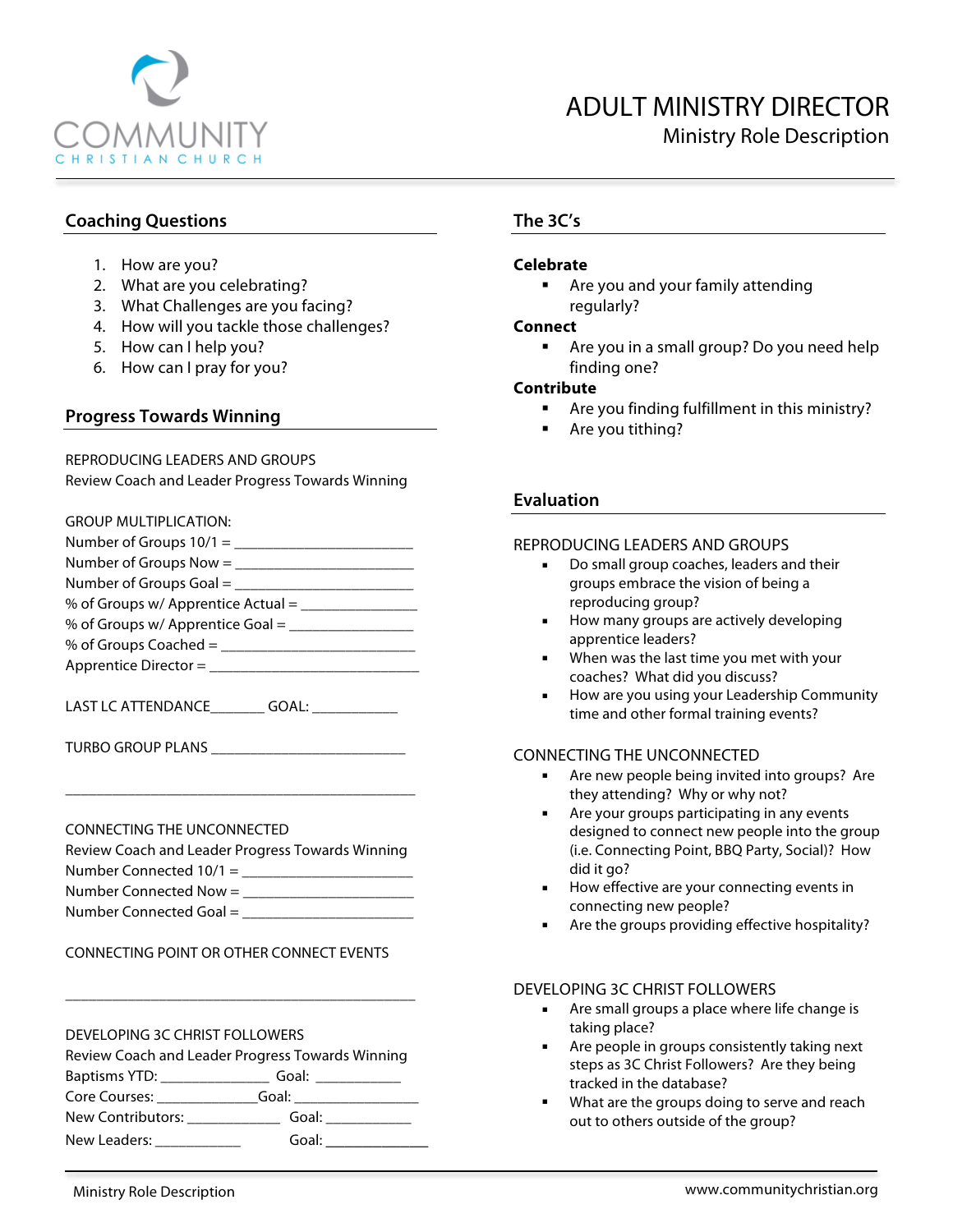COMMUNITY CHRISTIAN CHURCH

# ADULT MINISTRY DIRECTOR

## Ministry Role Description

## Coaching Questions

1. How are you?
2. What are you celebrating?
3. What Challenges are you facing?
4. How will you tackle those challenges?
5. How can I help you?
6. How can I pray for you?

## Progress Towards Winning

REPRODUCING LEADERS AND GROUPS
Review Coach and Leader Progress Towards Winning

GROUP MULTIPLICATION:
Number of Groups 10/1 = ______________________
Number of Groups Now = ______________________
Number of Groups Goal = ______________________
% of Groups w/ Apprentice Actual = ______________
% of Groups w/ Apprentice Goal = ________________
% of Groups Coached = ________________________
Apprentice Director = __________________________

LAST LC ATTENDANCE_______ GOAL: ___________

TURBO GROUP PLANS _________________________

_____________________________________________

CONNECTING THE UNCONNECTED
Review Coach and Leader Progress Towards Winning
Number Connected 10/1 = ______________________
Number Connected Now = ______________________
Number Connected Goal = ______________________

CONNECTING POINT OR OTHER CONNECT EVENTS

_____________________________________________

DEVELOPING 3C CHRIST FOLLOWERS
Review Coach and Leader Progress Towards Winning
Baptisms YTD: _____________ Goal: ___________
Core Courses: _____________Goal: ________________
New Contributors: ____________ Goal: ___________
New Leaders: ___________ Goal: _____________

## The 3C's

**Celebrate**

- Are you and your family attending regularly?

**Connect**

- Are you in a small group? Do you need help finding one?

**Contribute**

- Are you finding fulfillment in this ministry?
- Are you tithing?

## Evaluation

REPRODUCING LEADERS AND GROUPS

- Do small group coaches, leaders and their groups embrace the vision of being a reproducing group?
- How many groups are actively developing apprentice leaders?
- When was the last time you met with your coaches? What did you discuss?
- How are you using your Leadership Community time and other formal training events?

CONNECTING THE UNCONNECTED

- Are new people being invited into groups? Are they attending? Why or why not?
- Are your groups participating in any events designed to connect new people into the group (i.e. Connecting Point, BBQ Party, Social)? How did it go?
- How effective are your connecting events in connecting new people?
- Are the groups providing effective hospitality?

DEVELOPING 3C CHRIST FOLLOWERS

- Are small groups a place where life change is taking place?
- Are people in groups consistently taking next steps as 3C Christ Followers? Are they being tracked in the database?
- What are the groups doing to serve and reach out to others outside of the group?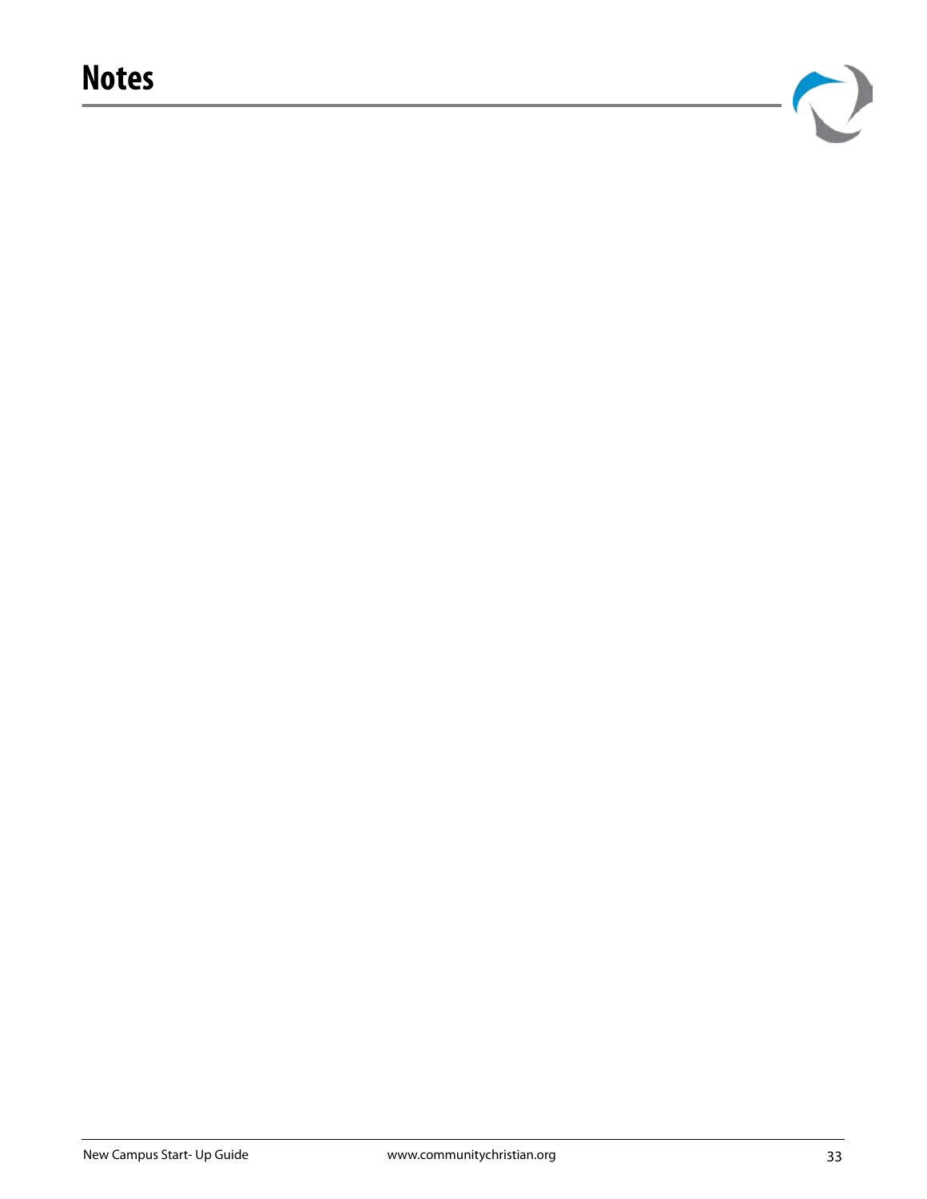# Notes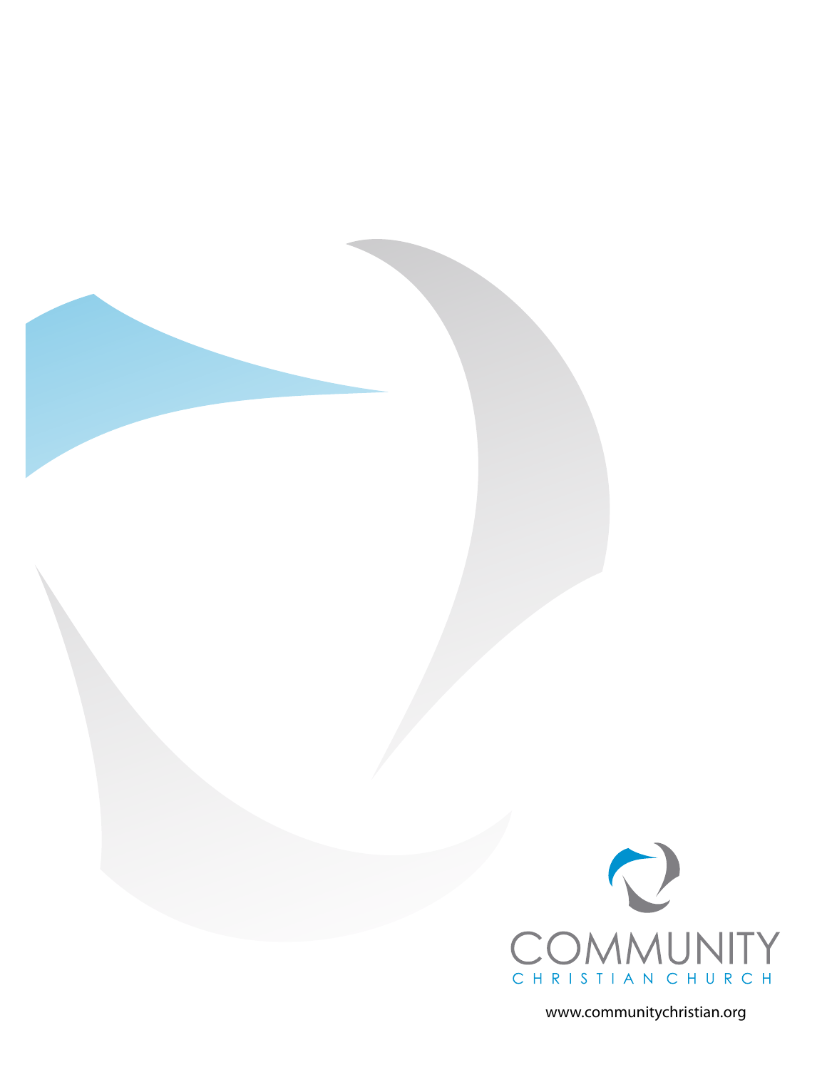COMMUNITY

CHRISTIAN CHURCH

www.communitychristian.org